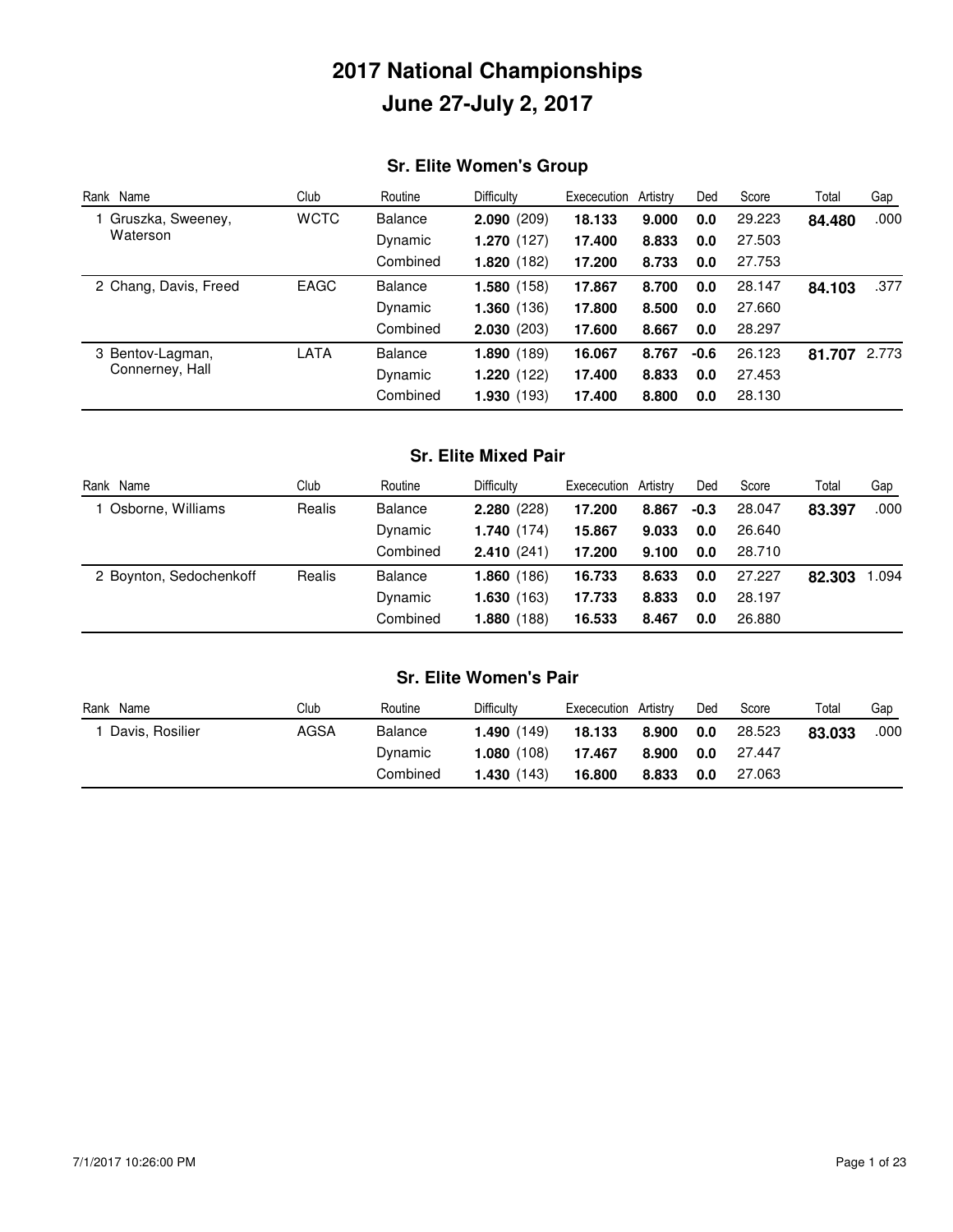# 2017 National Championships
# June 27-July 2, 2017

## Sr. Elite Women's Group

| Rank | Name | Club | Routine | Difficulty | Exececution | Artistry | Ded | Score | Total | Gap |
|---|---|---|---|---|---|---|---|---|---|---|
| 1 | Gruszka, Sweeney, Waterson | WCTC | Balance | **2.090** (209) | **18.133** | **9.000** | **0.0** | 29.223 | **84.480** | .000 |
| | | | Dynamic | **1.270** (127) | **17.400** | **8.833** | **0.0** | 27.503 | | |
| | | | Combined | **1.820** (182) | **17.200** | **8.733** | **0.0** | 27.753 | | |
| 2 | Chang, Davis, Freed | EAGC | Balance | **1.580** (158) | **17.867** | **8.700** | **0.0** | 28.147 | **84.103** | .377 |
| | | | Dynamic | **1.360** (136) | **17.800** | **8.500** | **0.0** | 27.660 | | |
| | | | Combined | **2.030** (203) | **17.600** | **8.667** | **0.0** | 28.297 | | |
| 3 | Bentov-Lagman, Connerney, Hall | LATA | Balance | **1.890** (189) | **16.067** | **8.767** | **-0.6** | 26.123 | **81.707** | 2.773 |
| | | | Dynamic | **1.220** (122) | **17.400** | **8.833** | **0.0** | 27.453 | | |
| | | | Combined | **1.930** (193) | **17.400** | **8.800** | **0.0** | 28.130 | | |

## Sr. Elite Mixed Pair

| Rank | Name | Club | Routine | Difficulty | Exececution | Artistry | Ded | Score | Total | Gap |
|---|---|---|---|---|---|---|---|---|---|---|
| 1 | Osborne, Williams | Realis | Balance | **2.280** (228) | **17.200** | **8.867** | **-0.3** | 28.047 | **83.397** | .000 |
| | | | Dynamic | **1.740** (174) | **15.867** | **9.033** | **0.0** | 26.640 | | |
| | | | Combined | **2.410** (241) | **17.200** | **9.100** | **0.0** | 28.710 | | |
| 2 | Boynton, Sedochenkoff | Realis | Balance | **1.860** (186) | **16.733** | **8.633** | **0.0** | 27.227 | **82.303** | 1.094 |
| | | | Dynamic | **1.630** (163) | **17.733** | **8.833** | **0.0** | 28.197 | | |
| | | | Combined | **1.880** (188) | **16.533** | **8.467** | **0.0** | 26.880 | | |

## Sr. Elite Women's Pair

| Rank | Name | Club | Routine | Difficulty | Exececution | Artistry | Ded | Score | Total | Gap |
|---|---|---|---|---|---|---|---|---|---|---|
| 1 | Davis, Rosilier | AGSA | Balance | **1.490** (149) | **18.133** | **8.900** | **0.0** | 28.523 | **83.033** | .000 |
| | | | Dynamic | **1.080** (108) | **17.467** | **8.900** | **0.0** | 27.447 | | |
| | | | Combined | **1.430** (143) | **16.800** | **8.833** | **0.0** | 27.063 | | |

7/1/2017 10:26:00 PM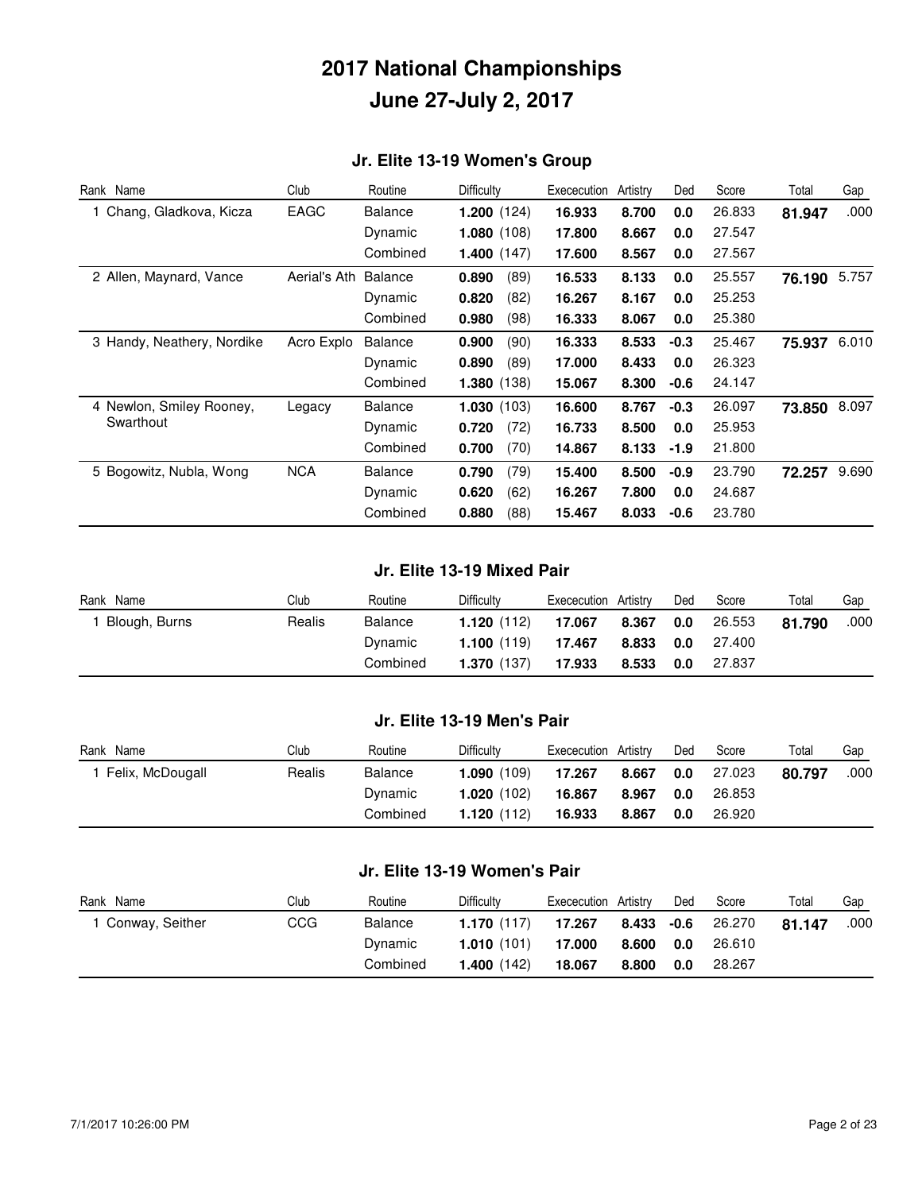# 2017 National Championships
# June 27-July 2, 2017

### Jr. Elite 13-19 Women's Group

| Rank | Name | Club | Routine | Difficulty | | Exececution | Artistry | Ded | Score | Total | Gap |
|---|---|---|---|---|---|---|---|---|---|---|---|
| 1 | Chang, Gladkova, Kicza | EAGC | Balance | **1.200** | (124) | **16.933** | **8.700** | **0.0** | 26.833 | **81.947** | .000 |
| | | | Dynamic | **1.080** | (108) | **17.800** | **8.667** | **0.0** | 27.547 | | |
| | | | Combined | **1.400** | (147) | **17.600** | **8.567** | **0.0** | 27.567 | | |
| 2 | Allen, Maynard, Vance | Aerial's Ath | Balance | **0.890** | (89) | **16.533** | **8.133** | **0.0** | 25.557 | **76.190** | 5.757 |
| | | | Dynamic | **0.820** | (82) | **16.267** | **8.167** | **0.0** | 25.253 | | |
| | | | Combined | **0.980** | (98) | **16.333** | **8.067** | **0.0** | 25.380 | | |
| 3 | Handy, Neathery, Nordike | Acro Explo | Balance | **0.900** | (90) | **16.333** | **8.533** | **-0.3** | 25.467 | **75.937** | 6.010 |
| | | | Dynamic | **0.890** | (89) | **17.000** | **8.433** | **0.0** | 26.323 | | |
| | | | Combined | **1.380** | (138) | **15.067** | **8.300** | **-0.6** | 24.147 | | |
| 4 | Newlon, Smiley Rooney, Swarthout | Legacy | Balance | **1.030** | (103) | **16.600** | **8.767** | **-0.3** | 26.097 | **73.850** | 8.097 |
| | | | Dynamic | **0.720** | (72) | **16.733** | **8.500** | **0.0** | 25.953 | | |
| | | | Combined | **0.700** | (70) | **14.867** | **8.133** | **-1.9** | 21.800 | | |
| 5 | Bogowitz, Nubla, Wong | NCA | Balance | **0.790** | (79) | **15.400** | **8.500** | **-0.9** | 23.790 | **72.257** | 9.690 |
| | | | Dynamic | **0.620** | (62) | **16.267** | **7.800** | **0.0** | 24.687 | | |
| | | | Combined | **0.880** | (88) | **15.467** | **8.033** | **-0.6** | 23.780 | | |

### Jr. Elite 13-19 Mixed Pair

| Rank | Name | Club | Routine | Difficulty | | Exececution | Artistry | Ded | Score | Total | Gap |
|---|---|---|---|---|---|---|---|---|---|---|---|
| 1 | Blough, Burns | Realis | Balance | **1.120** | (112) | **17.067** | **8.367** | **0.0** | 26.553 | **81.790** | .000 |
| | | | Dynamic | **1.100** | (119) | **17.467** | **8.833** | **0.0** | 27.400 | | |
| | | | Combined | **1.370** | (137) | **17.933** | **8.533** | **0.0** | 27.837 | | |

### Jr. Elite 13-19 Men's Pair

| Rank | Name | Club | Routine | Difficulty | | Exececution | Artistry | Ded | Score | Total | Gap |
|---|---|---|---|---|---|---|---|---|---|---|---|
| 1 | Felix, McDougall | Realis | Balance | **1.090** | (109) | **17.267** | **8.667** | **0.0** | 27.023 | **80.797** | .000 |
| | | | Dynamic | **1.020** | (102) | **16.867** | **8.967** | **0.0** | 26.853 | | |
| | | | Combined | **1.120** | (112) | **16.933** | **8.867** | **0.0** | 26.920 | | |

### Jr. Elite 13-19 Women's Pair

| Rank | Name | Club | Routine | Difficulty | | Exececution | Artistry | Ded | Score | Total | Gap |
|---|---|---|---|---|---|---|---|---|---|---|---|
| 1 | Conway, Seither | CCG | Balance | **1.170** | (117) | **17.267** | **8.433** | **-0.6** | 26.270 | **81.147** | .000 |
| | | | Dynamic | **1.010** | (101) | **17.000** | **8.600** | **0.0** | 26.610 | | |
| | | | Combined | **1.400** | (142) | **18.067** | **8.800** | **0.0** | 28.267 | | |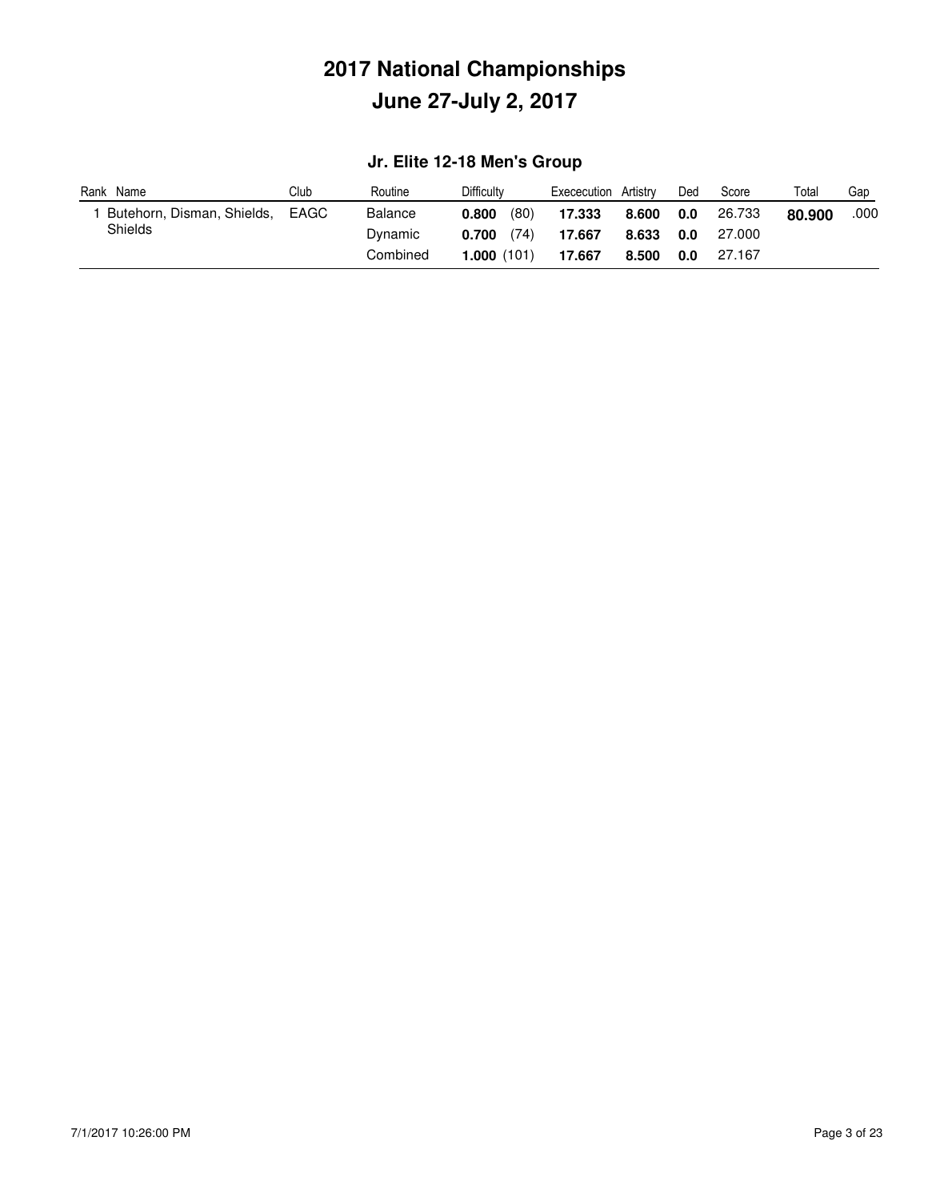# 2017 National Championships
# June 27-July 2, 2017

## Jr. Elite 12-18 Men's Group

| Rank | Name | Club | Routine | Difficulty | Ececution | Artistry | Ded | Score | Total | Gap |
|---|---|---|---|---|---|---|---|---|---|---|
| 1 | Butehorn, Disman, Shields, Shields | EAGC | Balance | **0.800** (80) | **17.333** | **8.600** | **0.0** | 26.733 | **80.900** | .000 |
| | | | Dynamic | **0.700** (74) | **17.667** | **8.633** | **0.0** | 27.000 | | |
| | | | Combined | **1.000** (101) | **17.667** | **8.500** | **0.0** | 27.167 | | |

7/1/2017 10:26:00 PM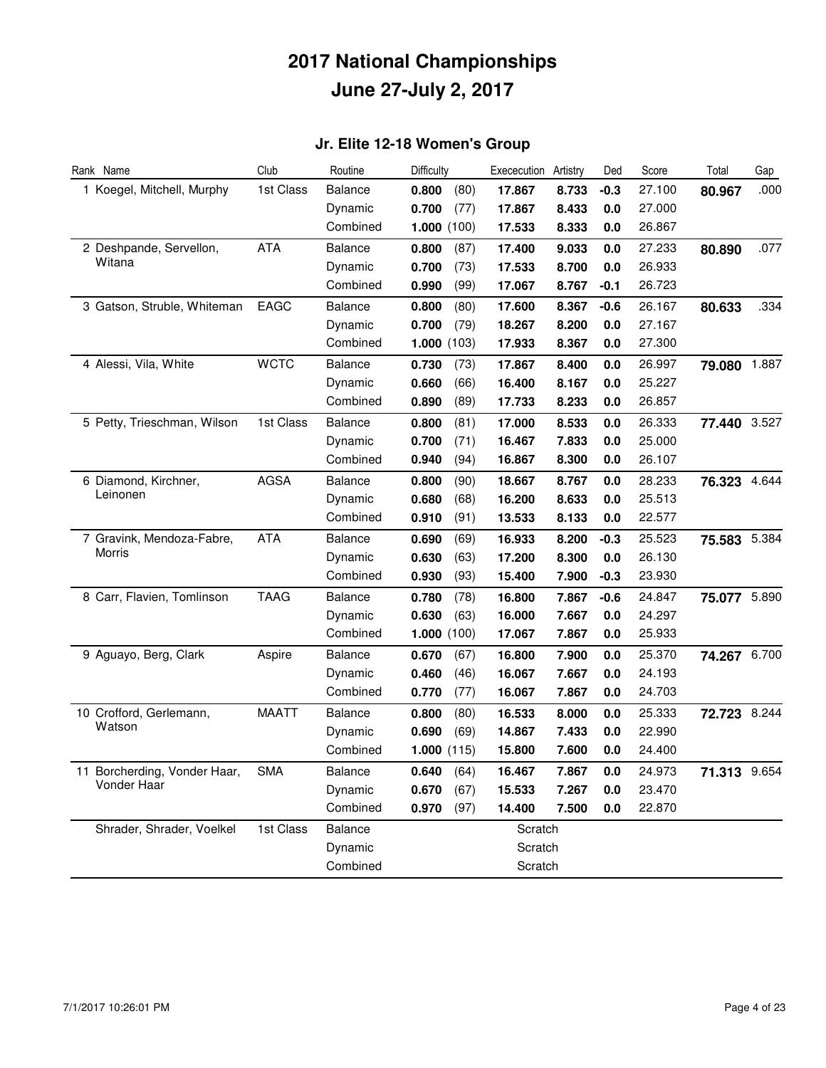# 2017 National Championships
# June 27-July 2, 2017

### Jr. Elite 12-18 Women's Group

| Rank | Name | Club | Routine | Difficulty | | Exececution | Artistry | Ded | Score | Total | Gap |
|---|---|---|---|---|---|---|---|---|---|---|---|
| 1 | Koegel, Mitchell, Murphy | 1st Class | Balance | **0.800** | (80) | **17.867** | **8.733** | **-0.3** | 27.100 | **80.967** | .000 |
| | | | Dynamic | **0.700** | (77) | **17.867** | **8.433** | **0.0** | 27.000 | | |
| | | | Combined | **1.000** | (100) | **17.533** | **8.333** | **0.0** | 26.867 | | |
| 2 | Deshpande, Servellon, Witana | ATA | Balance | **0.800** | (87) | **17.400** | **9.033** | **0.0** | 27.233 | **80.890** | .077 |
| | | | Dynamic | **0.700** | (73) | **17.533** | **8.700** | **0.0** | 26.933 | | |
| | | | Combined | **0.990** | (99) | **17.067** | **8.767** | **-0.1** | 26.723 | | |
| 3 | Gatson, Struble, Whiteman | EAGC | Balance | **0.800** | (80) | **17.600** | **8.367** | **-0.6** | 26.167 | **80.633** | .334 |
| | | | Dynamic | **0.700** | (79) | **18.267** | **8.200** | **0.0** | 27.167 | | |
| | | | Combined | **1.000** | (103) | **17.933** | **8.367** | **0.0** | 27.300 | | |
| 4 | Alessi, Vila, White | WCTC | Balance | **0.730** | (73) | **17.867** | **8.400** | **0.0** | 26.997 | **79.080** | 1.887 |
| | | | Dynamic | **0.660** | (66) | **16.400** | **8.167** | **0.0** | 25.227 | | |
| | | | Combined | **0.890** | (89) | **17.733** | **8.233** | **0.0** | 26.857 | | |
| 5 | Petty, Trieschman, Wilson | 1st Class | Balance | **0.800** | (81) | **17.000** | **8.533** | **0.0** | 26.333 | **77.440** | 3.527 |
| | | | Dynamic | **0.700** | (71) | **16.467** | **7.833** | **0.0** | 25.000 | | |
| | | | Combined | **0.940** | (94) | **16.867** | **8.300** | **0.0** | 26.107 | | |
| 6 | Diamond, Kirchner, Leinonen | AGSA | Balance | **0.800** | (90) | **18.667** | **8.767** | **0.0** | 28.233 | **76.323** | 4.644 |
| | | | Dynamic | **0.680** | (68) | **16.200** | **8.633** | **0.0** | 25.513 | | |
| | | | Combined | **0.910** | (91) | **13.533** | **8.133** | **0.0** | 22.577 | | |
| 7 | Gravink, Mendoza-Fabre, Morris | ATA | Balance | **0.690** | (69) | **16.933** | **8.200** | **-0.3** | 25.523 | **75.583** | 5.384 |
| | | | Dynamic | **0.630** | (63) | **17.200** | **8.300** | **0.0** | 26.130 | | |
| | | | Combined | **0.930** | (93) | **15.400** | **7.900** | **-0.3** | 23.930 | | |
| 8 | Carr, Flavien, Tomlinson | TAAG | Balance | **0.780** | (78) | **16.800** | **7.867** | **-0.6** | 24.847 | **75.077** | 5.890 |
| | | | Dynamic | **0.630** | (63) | **16.000** | **7.667** | **0.0** | 24.297 | | |
| | | | Combined | **1.000** | (100) | **17.067** | **7.867** | **0.0** | 25.933 | | |
| 9 | Aguayo, Berg, Clark | Aspire | Balance | **0.670** | (67) | **16.800** | **7.900** | **0.0** | 25.370 | **74.267** | 6.700 |
| | | | Dynamic | **0.460** | (46) | **16.067** | **7.667** | **0.0** | 24.193 | | |
| | | | Combined | **0.770** | (77) | **16.067** | **7.867** | **0.0** | 24.703 | | |
| 10 | Crofford, Gerlemann, Watson | MAATT | Balance | **0.800** | (80) | **16.533** | **8.000** | **0.0** | 25.333 | **72.723** | 8.244 |
| | | | Dynamic | **0.690** | (69) | **14.867** | **7.433** | **0.0** | 22.990 | | |
| | | | Combined | **1.000** | (115) | **15.800** | **7.600** | **0.0** | 24.400 | | |
| 11 | Borcherding, Vonder Haar, Vonder Haar | SMA | Balance | **0.640** | (64) | **16.467** | **7.867** | **0.0** | 24.973 | **71.313** | 9.654 |
| | | | Dynamic | **0.670** | (67) | **15.533** | **7.267** | **0.0** | 23.470 | | |
| | | | Combined | **0.970** | (97) | **14.400** | **7.500** | **0.0** | 22.870 | | |
| | Shrader, Shrader, Voelkel | 1st Class | Balance | | | Scratch | | | | | |
| | | | Dynamic | | | Scratch | | | | | |
| | | | Combined | | | Scratch | | | | | |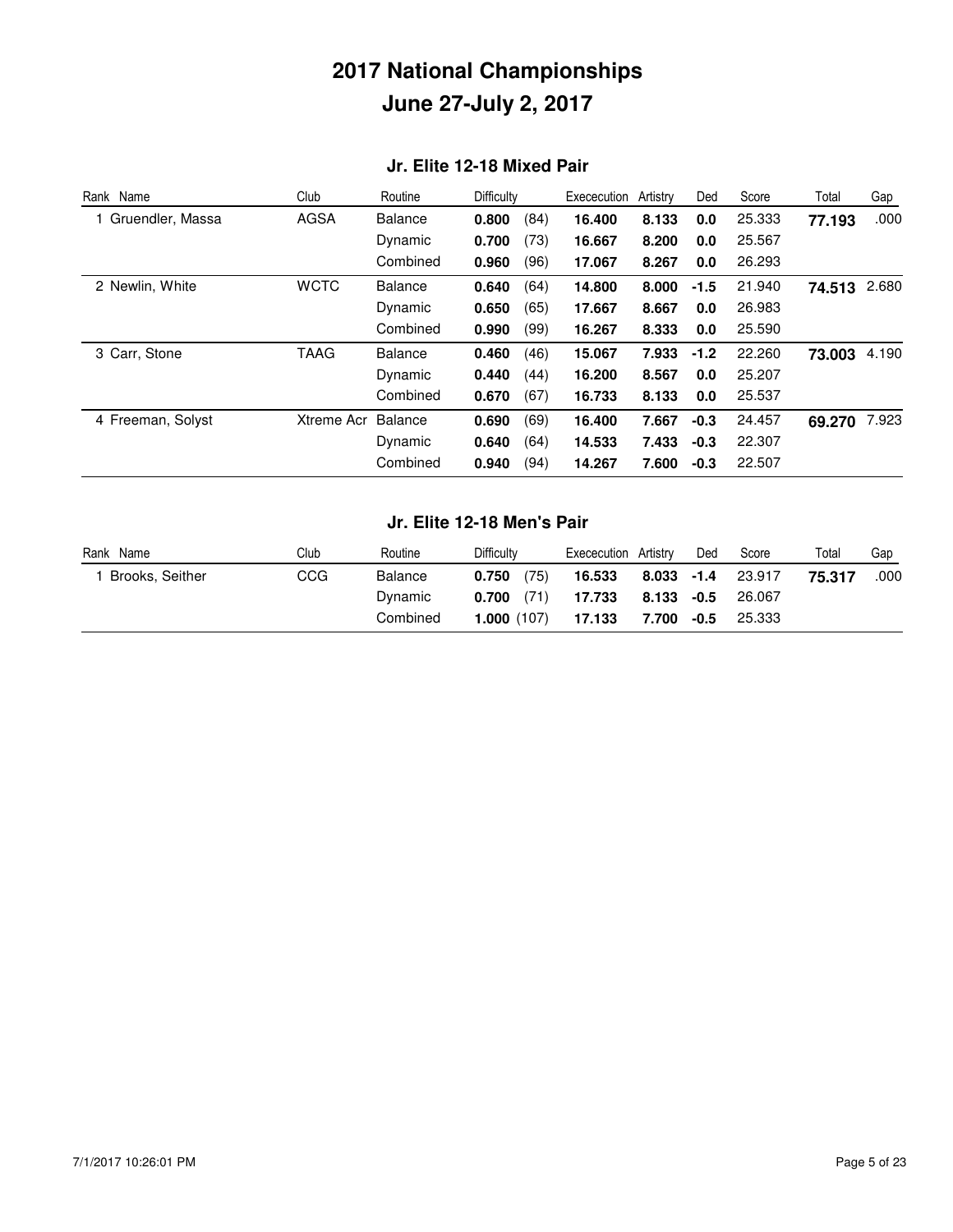# 2017 National Championships
# June 27-July 2, 2017

### Jr. Elite 12-18 Mixed Pair

| Rank | Name | Club | Routine | Difficulty | | Exececution | Artistry | Ded | Score | Total | Gap |
|---|---|---|---|---|---|---|---|---|---|---|---|
| 1 | Gruendler, Massa | AGSA | Balance | **0.800** | (84) | **16.400** | **8.133** | **0.0** | 25.333 | **77.193** | .000 |
| | | | Dynamic | **0.700** | (73) | **16.667** | **8.200** | **0.0** | 25.567 | | |
| | | | Combined | **0.960** | (96) | **17.067** | **8.267** | **0.0** | 26.293 | | |
| 2 | Newlin, White | WCTC | Balance | **0.640** | (64) | **14.800** | **8.000** | **-1.5** | 21.940 | **74.513** | 2.680 |
| | | | Dynamic | **0.650** | (65) | **17.667** | **8.667** | **0.0** | 26.983 | | |
| | | | Combined | **0.990** | (99) | **16.267** | **8.333** | **0.0** | 25.590 | | |
| 3 | Carr, Stone | TAAG | Balance | **0.460** | (46) | **15.067** | **7.933** | **-1.2** | 22.260 | **73.003** | 4.190 |
| | | | Dynamic | **0.440** | (44) | **16.200** | **8.567** | **0.0** | 25.207 | | |
| | | | Combined | **0.670** | (67) | **16.733** | **8.133** | **0.0** | 25.537 | | |
| 4 | Freeman, Solyst | Xtreme Acr | Balance | **0.690** | (69) | **16.400** | **7.667** | **-0.3** | 24.457 | **69.270** | 7.923 |
| | | | Dynamic | **0.640** | (64) | **14.533** | **7.433** | **-0.3** | 22.307 | | |
| | | | Combined | **0.940** | (94) | **14.267** | **7.600** | **-0.3** | 22.507 | | |

### Jr. Elite 12-18 Men's Pair

| Rank | Name | Club | Routine | Difficulty | | Exececution | Artistry | Ded | Score | Total | Gap |
|---|---|---|---|---|---|---|---|---|---|---|---|
| 1 | Brooks, Seither | CCG | Balance | **0.750** | (75) | **16.533** | **8.033** | **-1.4** | 23.917 | **75.317** | .000 |
| | | | Dynamic | **0.700** | (71) | **17.733** | **8.133** | **-0.5** | 26.067 | | |
| | | | Combined | **1.000** | (107) | **17.133** | **7.700** | **-0.5** | 25.333 | | |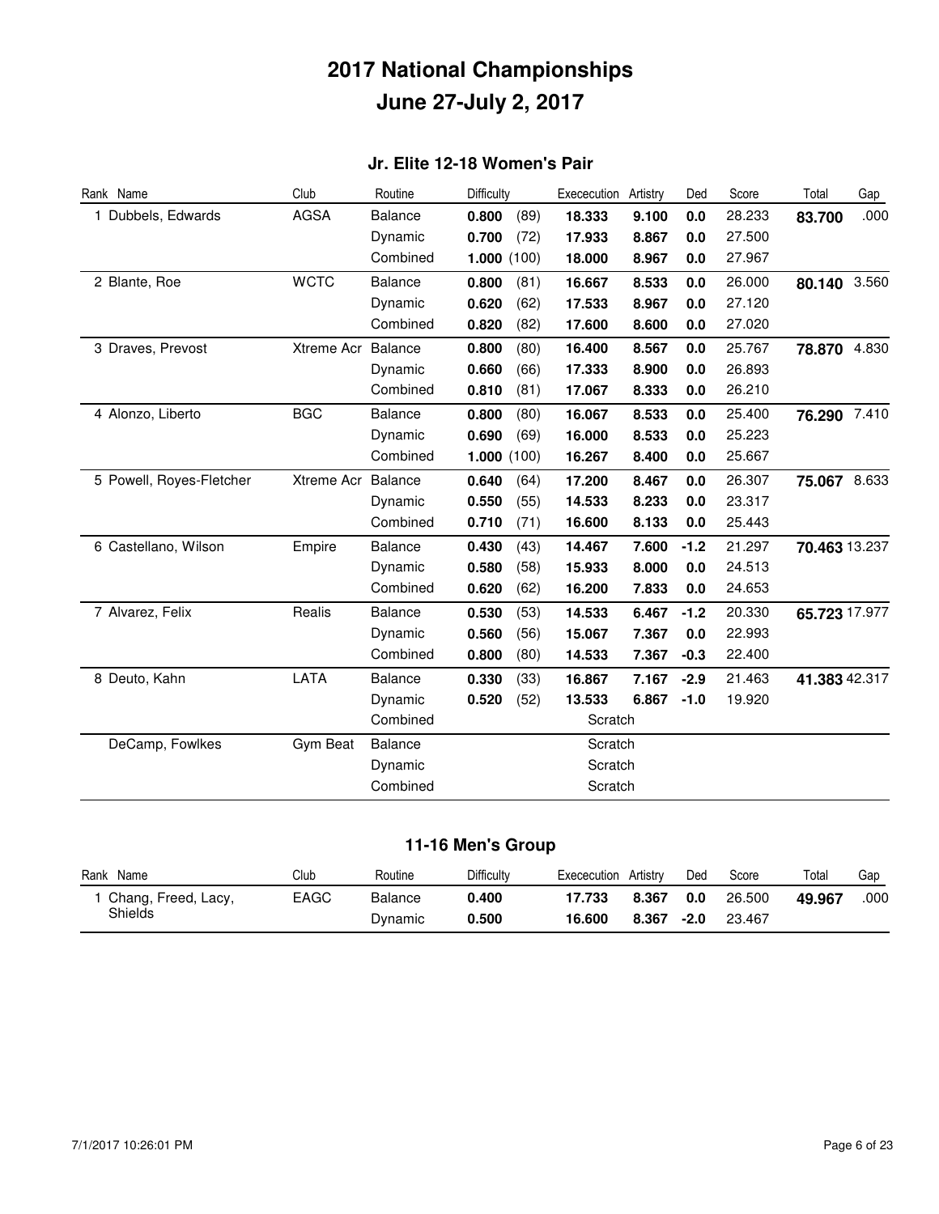# 2017 National Championships
# June 27-July 2, 2017

## Jr. Elite 12-18 Women's Pair

| Rank | Name | Club | Routine | Difficulty | | Exececution | Artistry | Ded | Score | Total | Gap |
|---|---|---|---|---|---|---|---|---|---|---|---|
| 1 | Dubbels, Edwards | AGSA | Balance | **0.800** | (89) | **18.333** | **9.100** | **0.0** | 28.233 | **83.700** | .000 |
| | | | Dynamic | **0.700** | (72) | **17.933** | **8.867** | **0.0** | 27.500 | | |
| | | | Combined | **1.000** | (100) | **18.000** | **8.967** | **0.0** | 27.967 | | |
| 2 | Blante, Roe | WCTC | Balance | **0.800** | (81) | **16.667** | **8.533** | **0.0** | 26.000 | **80.140** | 3.560 |
| | | | Dynamic | **0.620** | (62) | **17.533** | **8.967** | **0.0** | 27.120 | | |
| | | | Combined | **0.820** | (82) | **17.600** | **8.600** | **0.0** | 27.020 | | |
| 3 | Draves, Prevost | Xtreme Acr | Balance | **0.800** | (80) | **16.400** | **8.567** | **0.0** | 25.767 | **78.870** | 4.830 |
| | | | Dynamic | **0.660** | (66) | **17.333** | **8.900** | **0.0** | 26.893 | | |
| | | | Combined | **0.810** | (81) | **17.067** | **8.333** | **0.0** | 26.210 | | |
| 4 | Alonzo, Liberto | BGC | Balance | **0.800** | (80) | **16.067** | **8.533** | **0.0** | 25.400 | **76.290** | 7.410 |
| | | | Dynamic | **0.690** | (69) | **16.000** | **8.533** | **0.0** | 25.223 | | |
| | | | Combined | **1.000** | (100) | **16.267** | **8.400** | **0.0** | 25.667 | | |
| 5 | Powell, Royes-Fletcher | Xtreme Acr | Balance | **0.640** | (64) | **17.200** | **8.467** | **0.0** | 26.307 | **75.067** | 8.633 |
| | | | Dynamic | **0.550** | (55) | **14.533** | **8.233** | **0.0** | 23.317 | | |
| | | | Combined | **0.710** | (71) | **16.600** | **8.133** | **0.0** | 25.443 | | |
| 6 | Castellano, Wilson | Empire | Balance | **0.430** | (43) | **14.467** | **7.600** | **-1.2** | 21.297 | **70.463** | 13.237 |
| | | | Dynamic | **0.580** | (58) | **15.933** | **8.000** | **0.0** | 24.513 | | |
| | | | Combined | **0.620** | (62) | **16.200** | **7.833** | **0.0** | 24.653 | | |
| 7 | Alvarez, Felix | Realis | Balance | **0.530** | (53) | **14.533** | **6.467** | **-1.2** | 20.330 | **65.723** | 17.977 |
| | | | Dynamic | **0.560** | (56) | **15.067** | **7.367** | **0.0** | 22.993 | | |
| | | | Combined | **0.800** | (80) | **14.533** | **7.367** | **-0.3** | 22.400 | | |
| 8 | Deuto, Kahn | LATA | Balance | **0.330** | (33) | **16.867** | **7.167** | **-2.9** | 21.463 | **41.383** | 42.317 |
| | | | Dynamic | **0.520** | (52) | **13.533** | **6.867** | **-1.0** | 19.920 | | |
| | | | Combined | | | Scratch | | | | | |
| | DeCamp, Fowlkes | Gym Beat | Balance | | | Scratch | | | | | |
| | | | Dynamic | | | Scratch | | | | | |
| | | | Combined | | | Scratch | | | | | |

## 11-16 Men's Group

| Rank | Name | Club | Routine | Difficulty | Exececution | Artistry | Ded | Score | Total | Gap |
|---|---|---|---|---|---|---|---|---|---|---|
| 1 | Chang, Freed, Lacy, Shields | EAGC | Balance | **0.400** | **17.733** | **8.367** | **0.0** | 26.500 | **49.967** | .000 |
| | | | Dynamic | **0.500** | **16.600** | **8.367** | **-2.0** | 23.467 | | |

7/1/2017 10:26:01 PM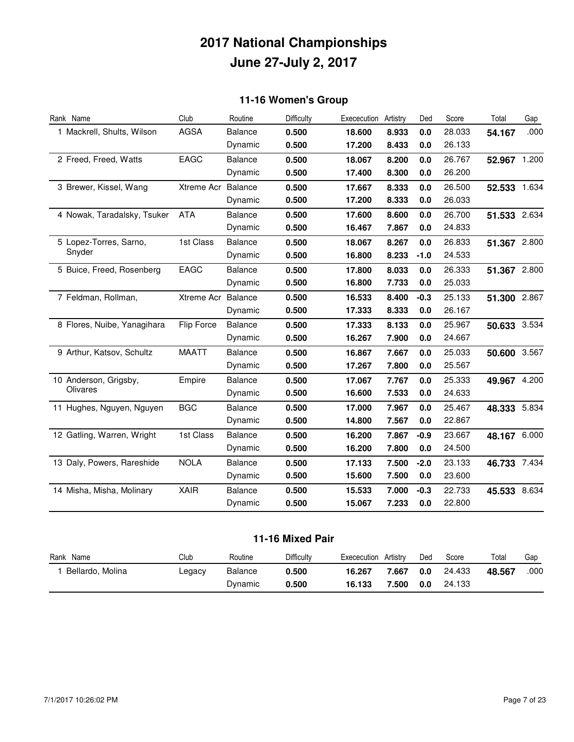# 2017 National Championships
# June 27-July 2, 2017

## 11-16 Women's Group

| Rank | Name | Club | Routine | Difficulty | Exececution | Artistry | Ded | Score | Total | Gap |
|---|---|---|---|---|---|---|---|---|---|---|
| 1 | Mackrell, Shults, Wilson | AGSA | Balance | **0.500** | **18.600** | **8.933** | **0.0** | 28.033 | **54.167** | .000 |
| | | | Dynamic | **0.500** | **17.200** | **8.433** | **0.0** | 26.133 | | |
| 2 | Freed, Freed, Watts | EAGC | Balance | **0.500** | **18.067** | **8.200** | **0.0** | 26.767 | **52.967** | 1.200 |
| | | | Dynamic | **0.500** | **17.400** | **8.300** | **0.0** | 26.200 | | |
| 3 | Brewer, Kissel, Wang | Xtreme Acr | Balance | **0.500** | **17.667** | **8.333** | **0.0** | 26.500 | **52.533** | 1.634 |
| | | | Dynamic | **0.500** | **17.200** | **8.333** | **0.0** | 26.033 | | |
| 4 | Nowak, Taradalsky, Tsuker | ATA | Balance | **0.500** | **17.600** | **8.600** | **0.0** | 26.700 | **51.533** | 2.634 |
| | | | Dynamic | **0.500** | **16.467** | **7.867** | **0.0** | 24.833 | | |
| 5 | Lopez-Torres, Sarno, Snyder | 1st Class | Balance | **0.500** | **18.067** | **8.267** | **0.0** | 26.833 | **51.367** | 2.800 |
| | | | Dynamic | **0.500** | **16.800** | **8.233** | **-1.0** | 24.533 | | |
| 5 | Buice, Freed, Rosenberg | EAGC | Balance | **0.500** | **17.800** | **8.033** | **0.0** | 26.333 | **51.367** | 2.800 |
| | | | Dynamic | **0.500** | **16.800** | **7.733** | **0.0** | 25.033 | | |
| 7 | Feldman, Rollman, | Xtreme Acr | Balance | **0.500** | **16.533** | **8.400** | **-0.3** | 25.133 | **51.300** | 2.867 |
| | | | Dynamic | **0.500** | **17.333** | **8.333** | **0.0** | 26.167 | | |
| 8 | Flores, Nuibe, Yanagihara | Flip Force | Balance | **0.500** | **17.333** | **8.133** | **0.0** | 25.967 | **50.633** | 3.534 |
| | | | Dynamic | **0.500** | **16.267** | **7.900** | **0.0** | 24.667 | | |
| 9 | Arthur, Katsov, Schultz | MAATT | Balance | **0.500** | **16.867** | **7.667** | **0.0** | 25.033 | **50.600** | 3.567 |
| | | | Dynamic | **0.500** | **17.267** | **7.800** | **0.0** | 25.567 | | |
| 10 | Anderson, Grigsby, Olivares | Empire | Balance | **0.500** | **17.067** | **7.767** | **0.0** | 25.333 | **49.967** | 4.200 |
| | | | Dynamic | **0.500** | **16.600** | **7.533** | **0.0** | 24.633 | | |
| 11 | Hughes, Nguyen, Nguyen | BGC | Balance | **0.500** | **17.000** | **7.967** | **0.0** | 25.467 | **48.333** | 5.834 |
| | | | Dynamic | **0.500** | **14.800** | **7.567** | **0.0** | 22.867 | | |
| 12 | Gatling, Warren, Wright | 1st Class | Balance | **0.500** | **16.200** | **7.867** | **-0.9** | 23.667 | **48.167** | 6.000 |
| | | | Dynamic | **0.500** | **16.200** | **7.800** | **0.0** | 24.500 | | |
| 13 | Daly, Powers, Rareshide | NOLA | Balance | **0.500** | **17.133** | **7.500** | **-2.0** | 23.133 | **46.733** | 7.434 |
| | | | Dynamic | **0.500** | **15.600** | **7.500** | **0.0** | 23.600 | | |
| 14 | Misha, Misha, Molinary | XAIR | Balance | **0.500** | **15.533** | **7.000** | **-0.3** | 22.733 | **45.533** | 8.634 |
| | | | Dynamic | **0.500** | **15.067** | **7.233** | **0.0** | 22.800 | | |

## 11-16 Mixed Pair

| Rank | Name | Club | Routine | Difficulty | Exececution | Artistry | Ded | Score | Total | Gap |
|---|---|---|---|---|---|---|---|---|---|---|
| 1 | Bellardo, Molina | Legacy | Balance | **0.500** | **16.267** | **7.667** | **0.0** | 24.433 | **48.567** | .000 |
| | | | Dynamic | **0.500** | **16.133** | **7.500** | **0.0** | 24.133 | | |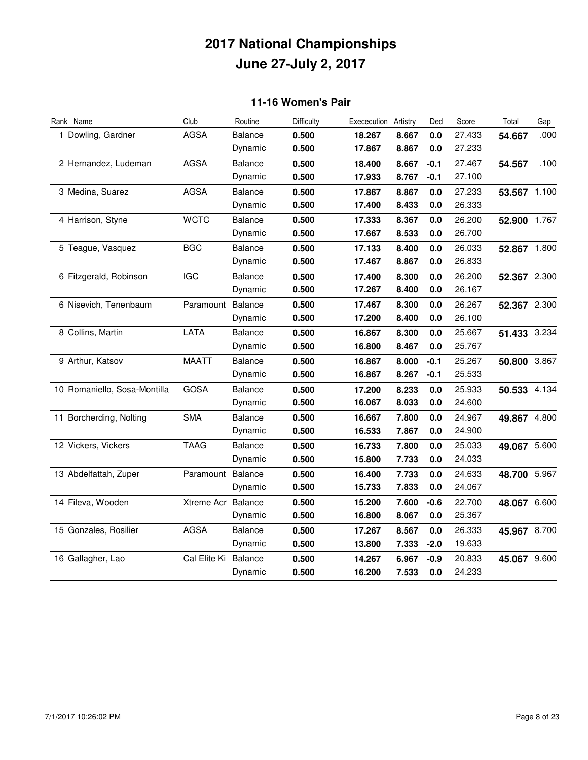# 2017 National Championships

## June 27-July 2, 2017

### 11-16 Women's Pair

| Rank | Name | Club | Routine | Difficulty | Exececution | Artistry | Ded | Score | Total | Gap |
|---|---|---|---|---|---|---|---|---|---|---|
| 1 | Dowling, Gardner | AGSA | Balance | **0.500** | **18.267** | **8.667** | **0.0** | 27.433 | **54.667** | .000 |
| | | | Dynamic | **0.500** | **17.867** | **8.867** | **0.0** | 27.233 | | |
| 2 | Hernandez, Ludeman | AGSA | Balance | **0.500** | **18.400** | **8.667** | **-0.1** | 27.467 | **54.567** | .100 |
| | | | Dynamic | **0.500** | **17.933** | **8.767** | **-0.1** | 27.100 | | |
| 3 | Medina, Suarez | AGSA | Balance | **0.500** | **17.867** | **8.867** | **0.0** | 27.233 | **53.567** | 1.100 |
| | | | Dynamic | **0.500** | **17.400** | **8.433** | **0.0** | 26.333 | | |
| 4 | Harrison, Styne | WCTC | Balance | **0.500** | **17.333** | **8.367** | **0.0** | 26.200 | **52.900** | 1.767 |
| | | | Dynamic | **0.500** | **17.667** | **8.533** | **0.0** | 26.700 | | |
| 5 | Teague, Vasquez | BGC | Balance | **0.500** | **17.133** | **8.400** | **0.0** | 26.033 | **52.867** | 1.800 |
| | | | Dynamic | **0.500** | **17.467** | **8.867** | **0.0** | 26.833 | | |
| 6 | Fitzgerald, Robinson | IGC | Balance | **0.500** | **17.400** | **8.300** | **0.0** | 26.200 | **52.367** | 2.300 |
| | | | Dynamic | **0.500** | **17.267** | **8.400** | **0.0** | 26.167 | | |
| 6 | Nisevich, Tenenbaum | Paramount | Balance | **0.500** | **17.467** | **8.300** | **0.0** | 26.267 | **52.367** | 2.300 |
| | | | Dynamic | **0.500** | **17.200** | **8.400** | **0.0** | 26.100 | | |
| 8 | Collins, Martin | LATA | Balance | **0.500** | **16.867** | **8.300** | **0.0** | 25.667 | **51.433** | 3.234 |
| | | | Dynamic | **0.500** | **16.800** | **8.467** | **0.0** | 25.767 | | |
| 9 | Arthur, Katsov | MAATT | Balance | **0.500** | **16.867** | **8.000** | **-0.1** | 25.267 | **50.800** | 3.867 |
| | | | Dynamic | **0.500** | **16.867** | **8.267** | **-0.1** | 25.533 | | |
| 10 | Romaniello, Sosa-Montilla | GOSA | Balance | **0.500** | **17.200** | **8.233** | **0.0** | 25.933 | **50.533** | 4.134 |
| | | | Dynamic | **0.500** | **16.067** | **8.033** | **0.0** | 24.600 | | |
| 11 | Borcherding, Nolting | SMA | Balance | **0.500** | **16.667** | **7.800** | **0.0** | 24.967 | **49.867** | 4.800 |
| | | | Dynamic | **0.500** | **16.533** | **7.867** | **0.0** | 24.900 | | |
| 12 | Vickers, Vickers | TAAG | Balance | **0.500** | **16.733** | **7.800** | **0.0** | 25.033 | **49.067** | 5.600 |
| | | | Dynamic | **0.500** | **15.800** | **7.733** | **0.0** | 24.033 | | |
| 13 | Abdelfattah, Zuper | Paramount | Balance | **0.500** | **16.400** | **7.733** | **0.0** | 24.633 | **48.700** | 5.967 |
| | | | Dynamic | **0.500** | **15.733** | **7.833** | **0.0** | 24.067 | | |
| 14 | Fileva, Wooden | Xtreme Acr | Balance | **0.500** | **15.200** | **7.600** | **-0.6** | 22.700 | **48.067** | 6.600 |
| | | | Dynamic | **0.500** | **16.800** | **8.067** | **0.0** | 25.367 | | |
| 15 | Gonzales, Rosilier | AGSA | Balance | **0.500** | **17.267** | **8.567** | **0.0** | 26.333 | **45.967** | 8.700 |
| | | | Dynamic | **0.500** | **13.800** | **7.333** | **-2.0** | 19.633 | | |
| 16 | Gallagher, Lao | Cal Elite Ki | Balance | **0.500** | **14.267** | **6.967** | **-0.9** | 20.833 | **45.067** | 9.600 |
| | | | Dynamic | **0.500** | **16.200** | **7.533** | **0.0** | 24.233 | | |

7/1/2017 10:26:02 PM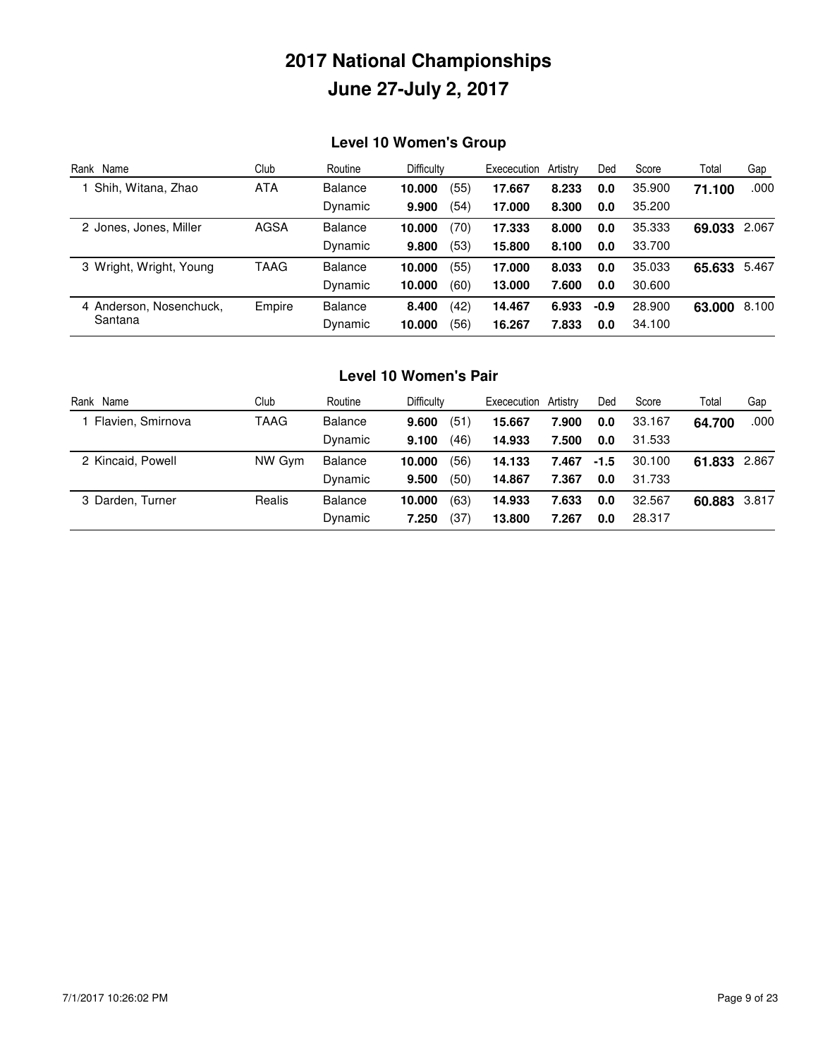# 2017 National Championships
# June 27-July 2, 2017

## Level 10 Women's Group

| Rank | Name | Club | Routine | Difficulty | | Exececution | Artistry | Ded | Score | Total | Gap |
|---|---|---|---|---|---|---|---|---|---|---|---|
| 1 | Shih, Witana, Zhao | ATA | Balance | **10.000** | (55) | **17.667** | **8.233** | **0.0** | 35.900 | **71.100** | .000 |
| | | | Dynamic | **9.900** | (54) | **17.000** | **8.300** | **0.0** | 35.200 | | |
| 2 | Jones, Jones, Miller | AGSA | Balance | **10.000** | (70) | **17.333** | **8.000** | **0.0** | 35.333 | **69.033** | 2.067 |
| | | | Dynamic | **9.800** | (53) | **15.800** | **8.100** | **0.0** | 33.700 | | |
| 3 | Wright, Wright, Young | TAAG | Balance | **10.000** | (55) | **17.000** | **8.033** | **0.0** | 35.033 | **65.633** | 5.467 |
| | | | Dynamic | **10.000** | (60) | **13.000** | **7.600** | **0.0** | 30.600 | | |
| 4 | Anderson, Nosenchuck, Santana | Empire | Balance | **8.400** | (42) | **14.467** | **6.933** | **-0.9** | 28.900 | **63.000** | 8.100 |
| | | | Dynamic | **10.000** | (56) | **16.267** | **7.833** | **0.0** | 34.100 | | |

## Level 10 Women's Pair

| Rank | Name | Club | Routine | Difficulty | | Exececution | Artistry | Ded | Score | Total | Gap |
|---|---|---|---|---|---|---|---|---|---|---|---|
| 1 | Flavien, Smirnova | TAAG | Balance | **9.600** | (51) | **15.667** | **7.900** | **0.0** | 33.167 | **64.700** | .000 |
| | | | Dynamic | **9.100** | (46) | **14.933** | **7.500** | **0.0** | 31.533 | | |
| 2 | Kincaid, Powell | NW Gym | Balance | **10.000** | (56) | **14.133** | **7.467** | **-1.5** | 30.100 | **61.833** | 2.867 |
| | | | Dynamic | **9.500** | (50) | **14.867** | **7.367** | **0.0** | 31.733 | | |
| 3 | Darden, Turner | Realis | Balance | **10.000** | (63) | **14.933** | **7.633** | **0.0** | 32.567 | **60.883** | 3.817 |
| | | | Dynamic | **7.250** | (37) | **13.800** | **7.267** | **0.0** | 28.317 | | |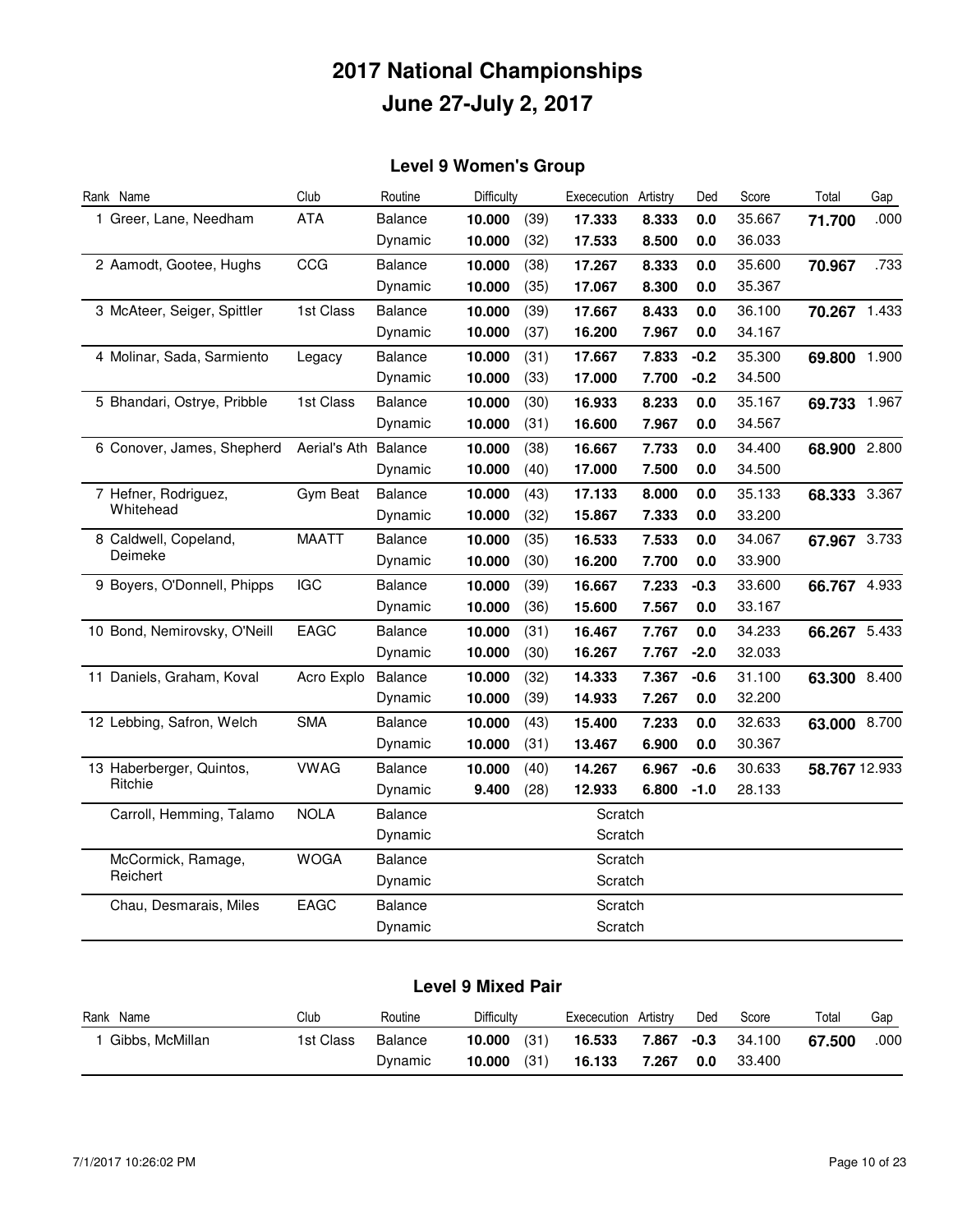# 2017 National Championships
# June 27-July 2, 2017

## Level 9 Women's Group

| Rank | Name | Club | Routine | Difficulty | | Exececution | Artistry | Ded | Score | Total | Gap |
|---|---|---|---|---|---|---|---|---|---|---|---|
| 1 | Greer, Lane, Needham | ATA | Balance | **10.000** | (39) | **17.333** | **8.333** | **0.0** | 35.667 | **71.700** | .000 |
| | | | Dynamic | **10.000** | (32) | **17.533** | **8.500** | **0.0** | 36.033 | | |
| 2 | Aamodt, Gootee, Hughs | CCG | Balance | **10.000** | (38) | **17.267** | **8.333** | **0.0** | 35.600 | **70.967** | .733 |
| | | | Dynamic | **10.000** | (35) | **17.067** | **8.300** | **0.0** | 35.367 | | |
| 3 | McAteer, Seiger, Spittler | 1st Class | Balance | **10.000** | (39) | **17.667** | **8.433** | **0.0** | 36.100 | **70.267** | 1.433 |
| | | | Dynamic | **10.000** | (37) | **16.200** | **7.967** | **0.0** | 34.167 | | |
| 4 | Molinar, Sada, Sarmiento | Legacy | Balance | **10.000** | (31) | **17.667** | **7.833** | **-0.2** | 35.300 | **69.800** | 1.900 |
| | | | Dynamic | **10.000** | (33) | **17.000** | **7.700** | **-0.2** | 34.500 | | |
| 5 | Bhandari, Ostrye, Pribble | 1st Class | Balance | **10.000** | (30) | **16.933** | **8.233** | **0.0** | 35.167 | **69.733** | 1.967 |
| | | | Dynamic | **10.000** | (31) | **16.600** | **7.967** | **0.0** | 34.567 | | |
| 6 | Conover, James, Shepherd | Aerial's Ath | Balance | **10.000** | (38) | **16.667** | **7.733** | **0.0** | 34.400 | **68.900** | 2.800 |
| | | | Dynamic | **10.000** | (40) | **17.000** | **7.500** | **0.0** | 34.500 | | |
| 7 | Hefner, Rodriguez, Whitehead | Gym Beat | Balance | **10.000** | (43) | **17.133** | **8.000** | **0.0** | 35.133 | **68.333** | 3.367 |
| | | | Dynamic | **10.000** | (32) | **15.867** | **7.333** | **0.0** | 33.200 | | |
| 8 | Caldwell, Copeland, Deimeke | MAATT | Balance | **10.000** | (35) | **16.533** | **7.533** | **0.0** | 34.067 | **67.967** | 3.733 |
| | | | Dynamic | **10.000** | (30) | **16.200** | **7.700** | **0.0** | 33.900 | | |
| 9 | Boyers, O'Donnell, Phipps | IGC | Balance | **10.000** | (39) | **16.667** | **7.233** | **-0.3** | 33.600 | **66.767** | 4.933 |
| | | | Dynamic | **10.000** | (36) | **15.600** | **7.567** | **0.0** | 33.167 | | |
| 10 | Bond, Nemirovsky, O'Neill | EAGC | Balance | **10.000** | (31) | **16.467** | **7.767** | **0.0** | 34.233 | **66.267** | 5.433 |
| | | | Dynamic | **10.000** | (30) | **16.267** | **7.767** | **-2.0** | 32.033 | | |
| 11 | Daniels, Graham, Koval | Acro Explo | Balance | **10.000** | (32) | **14.333** | **7.367** | **-0.6** | 31.100 | **63.300** | 8.400 |
| | | | Dynamic | **10.000** | (39) | **14.933** | **7.267** | **0.0** | 32.200 | | |
| 12 | Lebbing, Safron, Welch | SMA | Balance | **10.000** | (43) | **15.400** | **7.233** | **0.0** | 32.633 | **63.000** | 8.700 |
| | | | Dynamic | **10.000** | (31) | **13.467** | **6.900** | **0.0** | 30.367 | | |
| 13 | Haberberger, Quintos, Ritchie | VWAG | Balance | **10.000** | (40) | **14.267** | **6.967** | **-0.6** | 30.633 | **58.767** | 12.933 |
| | | | Dynamic | **9.400** | (28) | **12.933** | **6.800** | **-1.0** | 28.133 | | |
| | Carroll, Hemming, Talamo | NOLA | Balance | | | Scratch | | | | | |
| | | | Dynamic | | | Scratch | | | | | |
| | McCormick, Ramage, Reichert | WOGA | Balance | | | Scratch | | | | | |
| | | | Dynamic | | | Scratch | | | | | |
| | Chau, Desmarais, Miles | EAGC | Balance | | | Scratch | | | | | |
| | | | Dynamic | | | Scratch | | | | | |

## Level 9 Mixed Pair

| Rank | Name | Club | Routine | Difficulty | | Exececution | Artistry | Ded | Score | Total | Gap |
|---|---|---|---|---|---|---|---|---|---|---|---|
| 1 | Gibbs, McMillan | 1st Class | Balance | **10.000** | (31) | **16.533** | **7.867** | **-0.3** | 34.100 | **67.500** | .000 |
| | | | Dynamic | **10.000** | (31) | **16.133** | **7.267** | **0.0** | 33.400 | | |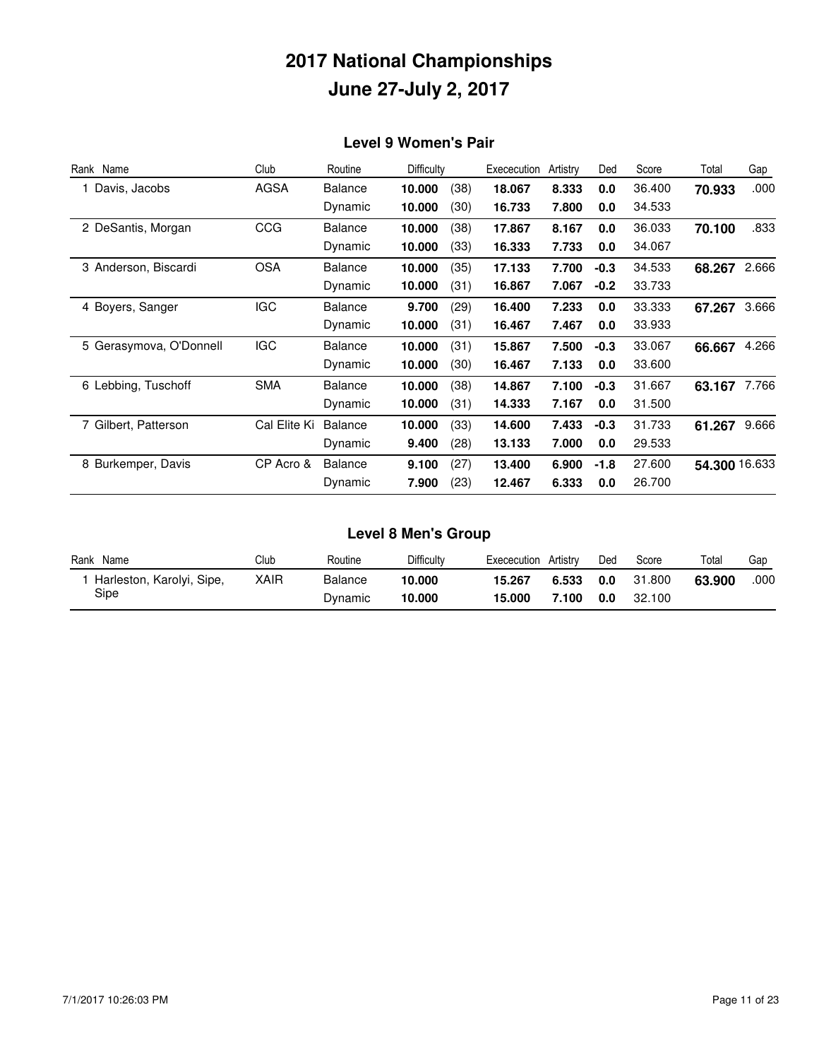# 2017 National Championships

# June 27-July 2, 2017

## Level 9 Women's Pair

| Rank | Name | Club | Routine | Difficulty | | Exececution | Artistry | Ded | Score | Total | Gap |
|---|---|---|---|---|---|---|---|---|---|---|---|
| 1 | Davis, Jacobs | AGSA | Balance | **10.000** | (38) | **18.067** | **8.333** | **0.0** | 36.400 | **70.933** | .000 |
| | | | Dynamic | **10.000** | (30) | **16.733** | **7.800** | **0.0** | 34.533 | | |
| 2 | DeSantis, Morgan | CCG | Balance | **10.000** | (38) | **17.867** | **8.167** | **0.0** | 36.033 | **70.100** | .833 |
| | | | Dynamic | **10.000** | (33) | **16.333** | **7.733** | **0.0** | 34.067 | | |
| 3 | Anderson, Biscardi | OSA | Balance | **10.000** | (35) | **17.133** | **7.700** | **-0.3** | 34.533 | **68.267** | 2.666 |
| | | | Dynamic | **10.000** | (31) | **16.867** | **7.067** | **-0.2** | 33.733 | | |
| 4 | Boyers, Sanger | IGC | Balance | **9.700** | (29) | **16.400** | **7.233** | **0.0** | 33.333 | **67.267** | 3.666 |
| | | | Dynamic | **10.000** | (31) | **16.467** | **7.467** | **0.0** | 33.933 | | |
| 5 | Gerasymova, O'Donnell | IGC | Balance | **10.000** | (31) | **15.867** | **7.500** | **-0.3** | 33.067 | **66.667** | 4.266 |
| | | | Dynamic | **10.000** | (30) | **16.467** | **7.133** | **0.0** | 33.600 | | |
| 6 | Lebbing, Tuschoff | SMA | Balance | **10.000** | (38) | **14.867** | **7.100** | **-0.3** | 31.667 | **63.167** | 7.766 |
| | | | Dynamic | **10.000** | (31) | **14.333** | **7.167** | **0.0** | 31.500 | | |
| 7 | Gilbert, Patterson | Cal Elite Ki | Balance | **10.000** | (33) | **14.600** | **7.433** | **-0.3** | 31.733 | **61.267** | 9.666 |
| | | | Dynamic | **9.400** | (28) | **13.133** | **7.000** | **0.0** | 29.533 | | |
| 8 | Burkemper, Davis | CP Acro & | Balance | **9.100** | (27) | **13.400** | **6.900** | **-1.8** | 27.600 | **54.300** | 16.633 |
| | | | Dynamic | **7.900** | (23) | **12.467** | **6.333** | **0.0** | 26.700 | | |

## Level 8 Men's Group

| Rank | Name | Club | Routine | Difficulty | Exececution | Artistry | Ded | Score | Total | Gap |
|---|---|---|---|---|---|---|---|---|---|---|
| 1 | Harleston, Karolyi, Sipe, Sipe | XAIR | Balance | **10.000** | **15.267** | **6.533** | **0.0** | 31.800 | **63.900** | .000 |
| | | | Dynamic | **10.000** | **15.000** | **7.100** | **0.0** | 32.100 | | |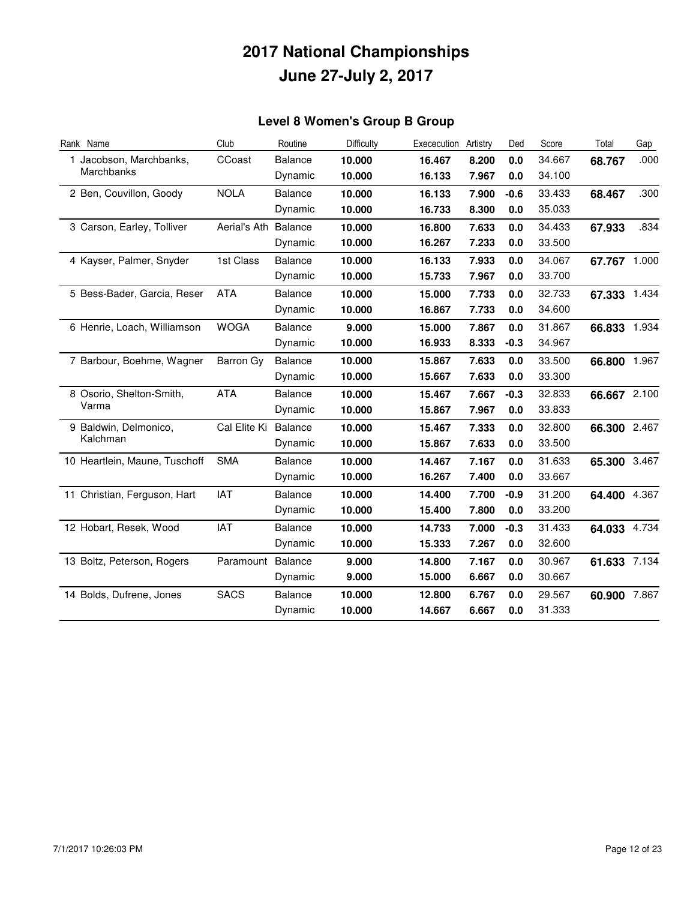# 2017 National Championships
# June 27-July 2, 2017

## Level 8 Women's Group B Group

| Rank | Name | Club | Routine | Difficulty | Exececution | Artistry | Ded | Score | Total | Gap |
|---|---|---|---|---|---|---|---|---|---|---|
| 1 | Jacobson, Marchbanks, Marchbanks | CCoast | Balance | **10.000** | **16.467** | **8.200** | **0.0** | 34.667 | **68.767** | .000 |
| | | | Dynamic | **10.000** | **16.133** | **7.967** | **0.0** | 34.100 | | |
| 2 | Ben, Couvillon, Goody | NOLA | Balance | **10.000** | **16.133** | **7.900** | **-0.6** | 33.433 | **68.467** | .300 |
| | | | Dynamic | **10.000** | **16.733** | **8.300** | **0.0** | 35.033 | | |
| 3 | Carson, Earley, Tolliver | Aerial's Ath | Balance | **10.000** | **16.800** | **7.633** | **0.0** | 34.433 | **67.933** | .834 |
| | | | Dynamic | **10.000** | **16.267** | **7.233** | **0.0** | 33.500 | | |
| 4 | Kayser, Palmer, Snyder | 1st Class | Balance | **10.000** | **16.133** | **7.933** | **0.0** | 34.067 | **67.767** | 1.000 |
| | | | Dynamic | **10.000** | **15.733** | **7.967** | **0.0** | 33.700 | | |
| 5 | Bess-Bader, Garcia, Reser | ATA | Balance | **10.000** | **15.000** | **7.733** | **0.0** | 32.733 | **67.333** | 1.434 |
| | | | Dynamic | **10.000** | **16.867** | **7.733** | **0.0** | 34.600 | | |
| 6 | Henrie, Loach, Williamson | WOGA | Balance | **9.000** | **15.000** | **7.867** | **0.0** | 31.867 | **66.833** | 1.934 |
| | | | Dynamic | **10.000** | **16.933** | **8.333** | **-0.3** | 34.967 | | |
| 7 | Barbour, Boehme, Wagner | Barron Gy | Balance | **10.000** | **15.867** | **7.633** | **0.0** | 33.500 | **66.800** | 1.967 |
| | | | Dynamic | **10.000** | **15.667** | **7.633** | **0.0** | 33.300 | | |
| 8 | Osorio, Shelton-Smith, Varma | ATA | Balance | **10.000** | **15.467** | **7.667** | **-0.3** | 32.833 | **66.667** | 2.100 |
| | | | Dynamic | **10.000** | **15.867** | **7.967** | **0.0** | 33.833 | | |
| 9 | Baldwin, Delmonico, Kalchman | Cal Elite Ki | Balance | **10.000** | **15.467** | **7.333** | **0.0** | 32.800 | **66.300** | 2.467 |
| | | | Dynamic | **10.000** | **15.867** | **7.633** | **0.0** | 33.500 | | |
| 10 | Heartlein, Maune, Tuschoff | SMA | Balance | **10.000** | **14.467** | **7.167** | **0.0** | 31.633 | **65.300** | 3.467 |
| | | | Dynamic | **10.000** | **16.267** | **7.400** | **0.0** | 33.667 | | |
| 11 | Christian, Ferguson, Hart | IAT | Balance | **10.000** | **14.400** | **7.700** | **-0.9** | 31.200 | **64.400** | 4.367 |
| | | | Dynamic | **10.000** | **15.400** | **7.800** | **0.0** | 33.200 | | |
| 12 | Hobart, Resek, Wood | IAT | Balance | **10.000** | **14.733** | **7.000** | **-0.3** | 31.433 | **64.033** | 4.734 |
| | | | Dynamic | **10.000** | **15.333** | **7.267** | **0.0** | 32.600 | | |
| 13 | Boltz, Peterson, Rogers | Paramount | Balance | **9.000** | **14.800** | **7.167** | **0.0** | 30.967 | **61.633** | 7.134 |
| | | | Dynamic | **9.000** | **15.000** | **6.667** | **0.0** | 30.667 | | |
| 14 | Bolds, Dufrene, Jones | SACS | Balance | **10.000** | **12.800** | **6.767** | **0.0** | 29.567 | **60.900** | 7.867 |
| | | | Dynamic | **10.000** | **14.667** | **6.667** | **0.0** | 31.333 | | |

7/1/2017 10:26:03 PM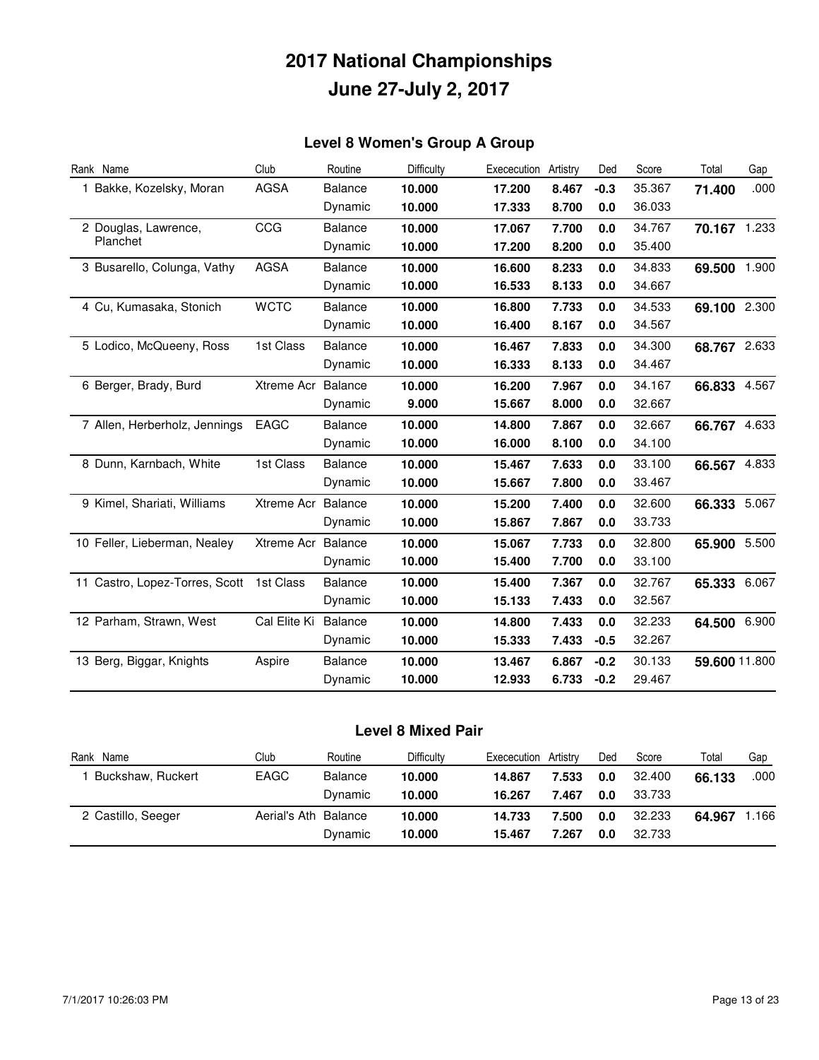# 2017 National Championships
# June 27-July 2, 2017

## Level 8 Women's Group A Group

| Rank | Name | Club | Routine | Difficulty | Exececution | Artistry | Ded | Score | Total | Gap |
|---|---|---|---|---|---|---|---|---|---|---|
| 1 | Bakke, Kozelsky, Moran | AGSA | Balance | **10.000** | **17.200** | **8.467** | **-0.3** | 35.367 | **71.400** | .000 |
| | | | Dynamic | **10.000** | **17.333** | **8.700** | **0.0** | 36.033 | | |
| 2 | Douglas, Lawrence, Planchet | CCG | Balance | **10.000** | **17.067** | **7.700** | **0.0** | 34.767 | **70.167** | 1.233 |
| | | | Dynamic | **10.000** | **17.200** | **8.200** | **0.0** | 35.400 | | |
| 3 | Busarello, Colunga, Vathy | AGSA | Balance | **10.000** | **16.600** | **8.233** | **0.0** | 34.833 | **69.500** | 1.900 |
| | | | Dynamic | **10.000** | **16.533** | **8.133** | **0.0** | 34.667 | | |
| 4 | Cu, Kumasaka, Stonich | WCTC | Balance | **10.000** | **16.800** | **7.733** | **0.0** | 34.533 | **69.100** | 2.300 |
| | | | Dynamic | **10.000** | **16.400** | **8.167** | **0.0** | 34.567 | | |
| 5 | Lodico, McQueeny, Ross | 1st Class | Balance | **10.000** | **16.467** | **7.833** | **0.0** | 34.300 | **68.767** | 2.633 |
| | | | Dynamic | **10.000** | **16.333** | **8.133** | **0.0** | 34.467 | | |
| 6 | Berger, Brady, Burd | Xtreme Acr | Balance | **10.000** | **16.200** | **7.967** | **0.0** | 34.167 | **66.833** | 4.567 |
| | | | Dynamic | **9.000** | **15.667** | **8.000** | **0.0** | 32.667 | | |
| 7 | Allen, Herberholz, Jennings | EAGC | Balance | **10.000** | **14.800** | **7.867** | **0.0** | 32.667 | **66.767** | 4.633 |
| | | | Dynamic | **10.000** | **16.000** | **8.100** | **0.0** | 34.100 | | |
| 8 | Dunn, Karnbach, White | 1st Class | Balance | **10.000** | **15.467** | **7.633** | **0.0** | 33.100 | **66.567** | 4.833 |
| | | | Dynamic | **10.000** | **15.667** | **7.800** | **0.0** | 33.467 | | |
| 9 | Kimel, Shariati, Williams | Xtreme Acr | Balance | **10.000** | **15.200** | **7.400** | **0.0** | 32.600 | **66.333** | 5.067 |
| | | | Dynamic | **10.000** | **15.867** | **7.867** | **0.0** | 33.733 | | |
| 10 | Feller, Lieberman, Nealey | Xtreme Acr | Balance | **10.000** | **15.067** | **7.733** | **0.0** | 32.800 | **65.900** | 5.500 |
| | | | Dynamic | **10.000** | **15.400** | **7.700** | **0.0** | 33.100 | | |
| 11 | Castro, Lopez-Torres, Scott | 1st Class | Balance | **10.000** | **15.400** | **7.367** | **0.0** | 32.767 | **65.333** | 6.067 |
| | | | Dynamic | **10.000** | **15.133** | **7.433** | **0.0** | 32.567 | | |
| 12 | Parham, Strawn, West | Cal Elite Ki | Balance | **10.000** | **14.800** | **7.433** | **0.0** | 32.233 | **64.500** | 6.900 |
| | | | Dynamic | **10.000** | **15.333** | **7.433** | **-0.5** | 32.267 | | |
| 13 | Berg, Biggar, Knights | Aspire | Balance | **10.000** | **13.467** | **6.867** | **-0.2** | 30.133 | **59.600** | 11.800 |
| | | | Dynamic | **10.000** | **12.933** | **6.733** | **-0.2** | 29.467 | | |

## Level 8 Mixed Pair

| Rank | Name | Club | Routine | Difficulty | Exececution | Artistry | Ded | Score | Total | Gap |
|---|---|---|---|---|---|---|---|---|---|---|
| 1 | Buckshaw, Ruckert | EAGC | Balance | **10.000** | **14.867** | **7.533** | **0.0** | 32.400 | **66.133** | .000 |
| | | | Dynamic | **10.000** | **16.267** | **7.467** | **0.0** | 33.733 | | |
| 2 | Castillo, Seeger | Aerial's Ath | Balance | **10.000** | **14.733** | **7.500** | **0.0** | 32.233 | **64.967** | 1.166 |
| | | | Dynamic | **10.000** | **15.467** | **7.267** | **0.0** | 32.733 | | |

7/1/2017 10:26:03 PM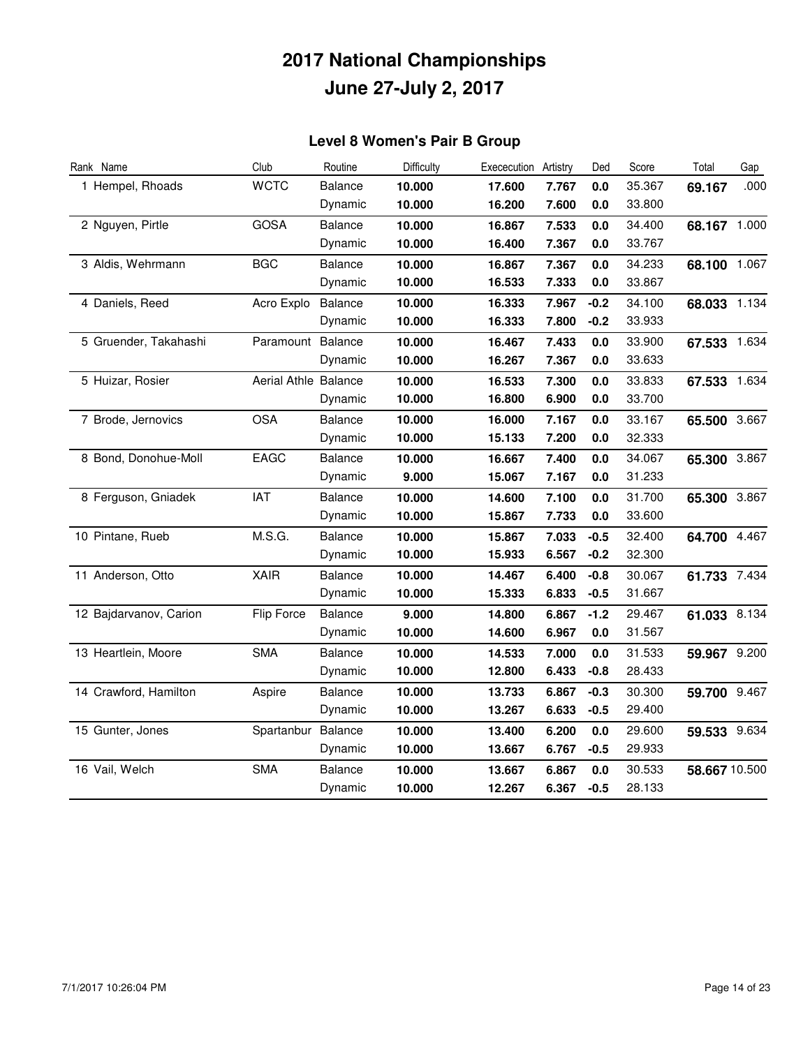# 2017 National Championships
# June 27-July 2, 2017

## Level 8 Women's Pair B Group

| Rank | Name | Club | Routine | Difficulty | Exececution | Artistry | Ded | Score | Total | Gap |
|---|---|---|---|---|---|---|---|---|---|---|
| 1 | Hempel, Rhoads | WCTC | Balance | **10.000** | **17.600** | **7.767** | **0.0** | 35.367 | **69.167** | .000 |
| | | | Dynamic | **10.000** | **16.200** | **7.600** | **0.0** | 33.800 | | |
| 2 | Nguyen, Pirtle | GOSA | Balance | **10.000** | **16.867** | **7.533** | **0.0** | 34.400 | **68.167** | 1.000 |
| | | | Dynamic | **10.000** | **16.400** | **7.367** | **0.0** | 33.767 | | |
| 3 | Aldis, Wehrmann | BGC | Balance | **10.000** | **16.867** | **7.367** | **0.0** | 34.233 | **68.100** | 1.067 |
| | | | Dynamic | **10.000** | **16.533** | **7.333** | **0.0** | 33.867 | | |
| 4 | Daniels, Reed | Acro Explo | Balance | **10.000** | **16.333** | **7.967** | **-0.2** | 34.100 | **68.033** | 1.134 |
| | | | Dynamic | **10.000** | **16.333** | **7.800** | **-0.2** | 33.933 | | |
| 5 | Gruender, Takahashi | Paramount | Balance | **10.000** | **16.467** | **7.433** | **0.0** | 33.900 | **67.533** | 1.634 |
| | | | Dynamic | **10.000** | **16.267** | **7.367** | **0.0** | 33.633 | | |
| 5 | Huizar, Rosier | Aerial Athle | Balance | **10.000** | **16.533** | **7.300** | **0.0** | 33.833 | **67.533** | 1.634 |
| | | | Dynamic | **10.000** | **16.800** | **6.900** | **0.0** | 33.700 | | |
| 7 | Brode, Jernovics | OSA | Balance | **10.000** | **16.000** | **7.167** | **0.0** | 33.167 | **65.500** | 3.667 |
| | | | Dynamic | **10.000** | **15.133** | **7.200** | **0.0** | 32.333 | | |
| 8 | Bond, Donohue-Moll | EAGC | Balance | **10.000** | **16.667** | **7.400** | **0.0** | 34.067 | **65.300** | 3.867 |
| | | | Dynamic | **9.000** | **15.067** | **7.167** | **0.0** | 31.233 | | |
| 8 | Ferguson, Gniadek | IAT | Balance | **10.000** | **14.600** | **7.100** | **0.0** | 31.700 | **65.300** | 3.867 |
| | | | Dynamic | **10.000** | **15.867** | **7.733** | **0.0** | 33.600 | | |
| 10 | Pintane, Rueb | M.S.G. | Balance | **10.000** | **15.867** | **7.033** | **-0.5** | 32.400 | **64.700** | 4.467 |
| | | | Dynamic | **10.000** | **15.933** | **6.567** | **-0.2** | 32.300 | | |
| 11 | Anderson, Otto | XAIR | Balance | **10.000** | **14.467** | **6.400** | **-0.8** | 30.067 | **61.733** | 7.434 |
| | | | Dynamic | **10.000** | **15.333** | **6.833** | **-0.5** | 31.667 | | |
| 12 | Bajdarvanov, Carion | Flip Force | Balance | **9.000** | **14.800** | **6.867** | **-1.2** | 29.467 | **61.033** | 8.134 |
| | | | Dynamic | **10.000** | **14.600** | **6.967** | **0.0** | 31.567 | | |
| 13 | Heartlein, Moore | SMA | Balance | **10.000** | **14.533** | **7.000** | **0.0** | 31.533 | **59.967** | 9.200 |
| | | | Dynamic | **10.000** | **12.800** | **6.433** | **-0.8** | 28.433 | | |
| 14 | Crawford, Hamilton | Aspire | Balance | **10.000** | **13.733** | **6.867** | **-0.3** | 30.300 | **59.700** | 9.467 |
| | | | Dynamic | **10.000** | **13.267** | **6.633** | **-0.5** | 29.400 | | |
| 15 | Gunter, Jones | Spartanbur | Balance | **10.000** | **13.400** | **6.200** | **0.0** | 29.600 | **59.533** | 9.634 |
| | | | Dynamic | **10.000** | **13.667** | **6.767** | **-0.5** | 29.933 | | |
| 16 | Vail, Welch | SMA | Balance | **10.000** | **13.667** | **6.867** | **0.0** | 30.533 | **58.667** | 10.500 |
| | | | Dynamic | **10.000** | **12.267** | **6.367** | **-0.5** | 28.133 | | |

7/1/2017 10:26:04 PM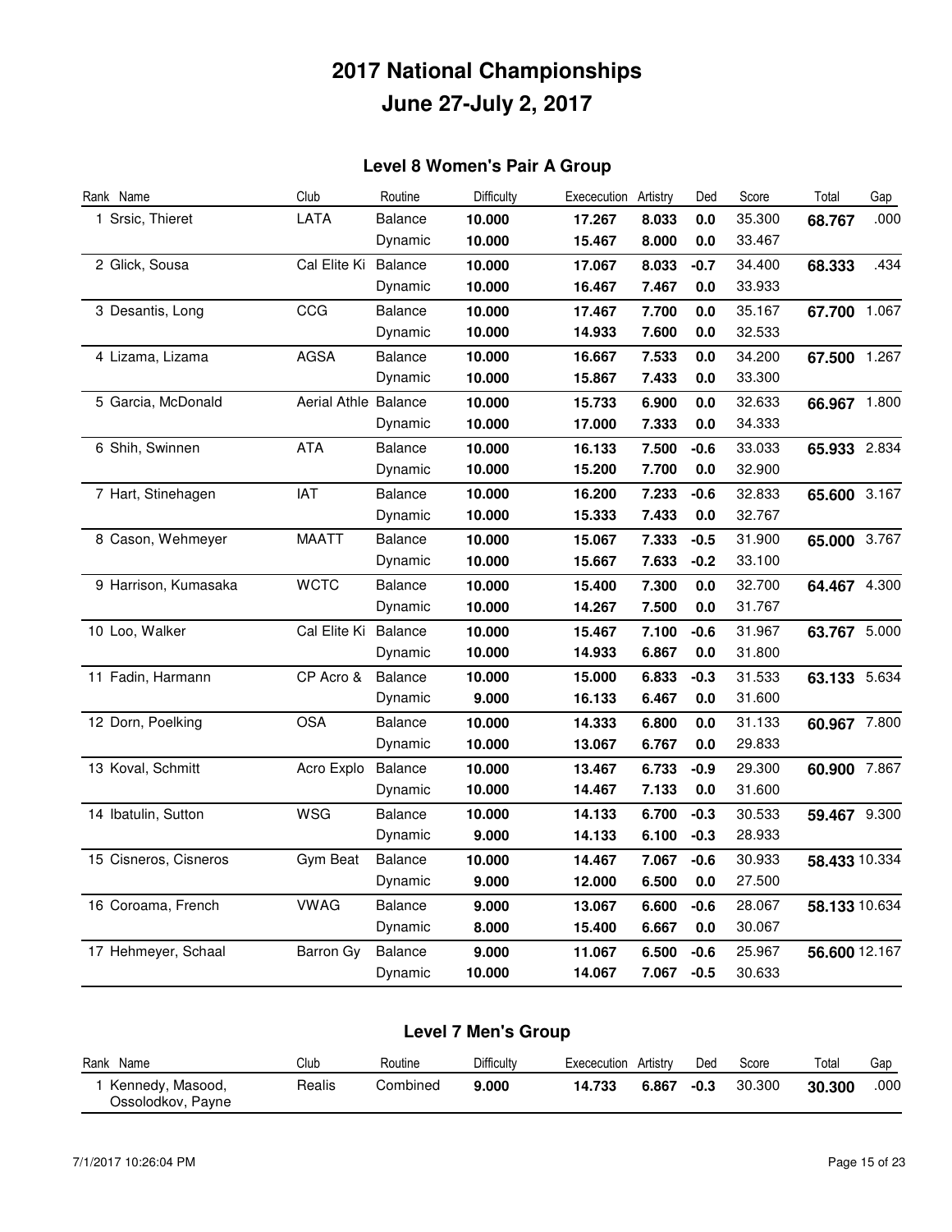# 2017 National Championships

# June 27-July 2, 2017

## Level 8 Women's Pair A Group

| Rank | Name | Club | Routine | Difficulty | Exececution | Artistry | Ded | Score | Total | Gap |
|---|---|---|---|---|---|---|---|---|---|---|
| 1 | Srsic, Thieret | LATA | Balance | **10.000** | **17.267** | **8.033** | **0.0** | 35.300 | **68.767** | .000 |
| | | | Dynamic | **10.000** | **15.467** | **8.000** | **0.0** | 33.467 | | |
| 2 | Glick, Sousa | Cal Elite Ki | Balance | **10.000** | **17.067** | **8.033** | **-0.7** | 34.400 | **68.333** | .434 |
| | | | Dynamic | **10.000** | **16.467** | **7.467** | **0.0** | 33.933 | | |
| 3 | Desantis, Long | CCG | Balance | **10.000** | **17.467** | **7.700** | **0.0** | 35.167 | **67.700** | 1.067 |
| | | | Dynamic | **10.000** | **14.933** | **7.600** | **0.0** | 32.533 | | |
| 4 | Lizama, Lizama | AGSA | Balance | **10.000** | **16.667** | **7.533** | **0.0** | 34.200 | **67.500** | 1.267 |
| | | | Dynamic | **10.000** | **15.867** | **7.433** | **0.0** | 33.300 | | |
| 5 | Garcia, McDonald | Aerial Athle | Balance | **10.000** | **15.733** | **6.900** | **0.0** | 32.633 | **66.967** | 1.800 |
| | | | Dynamic | **10.000** | **17.000** | **7.333** | **0.0** | 34.333 | | |
| 6 | Shih, Swinnen | ATA | Balance | **10.000** | **16.133** | **7.500** | **-0.6** | 33.033 | **65.933** | 2.834 |
| | | | Dynamic | **10.000** | **15.200** | **7.700** | **0.0** | 32.900 | | |
| 7 | Hart, Stinehagen | IAT | Balance | **10.000** | **16.200** | **7.233** | **-0.6** | 32.833 | **65.600** | 3.167 |
| | | | Dynamic | **10.000** | **15.333** | **7.433** | **0.0** | 32.767 | | |
| 8 | Cason, Wehmeyer | MAATT | Balance | **10.000** | **15.067** | **7.333** | **-0.5** | 31.900 | **65.000** | 3.767 |
| | | | Dynamic | **10.000** | **15.667** | **7.633** | **-0.2** | 33.100 | | |
| 9 | Harrison, Kumasaka | WCTC | Balance | **10.000** | **15.400** | **7.300** | **0.0** | 32.700 | **64.467** | 4.300 |
| | | | Dynamic | **10.000** | **14.267** | **7.500** | **0.0** | 31.767 | | |
| 10 | Loo, Walker | Cal Elite Ki | Balance | **10.000** | **15.467** | **7.100** | **-0.6** | 31.967 | **63.767** | 5.000 |
| | | | Dynamic | **10.000** | **14.933** | **6.867** | **0.0** | 31.800 | | |
| 11 | Fadin, Harmann | CP Acro & | Balance | **10.000** | **15.000** | **6.833** | **-0.3** | 31.533 | **63.133** | 5.634 |
| | | | Dynamic | **9.000** | **16.133** | **6.467** | **0.0** | 31.600 | | |
| 12 | Dorn, Poelking | OSA | Balance | **10.000** | **14.333** | **6.800** | **0.0** | 31.133 | **60.967** | 7.800 |
| | | | Dynamic | **10.000** | **13.067** | **6.767** | **0.0** | 29.833 | | |
| 13 | Koval, Schmitt | Acro Explo | Balance | **10.000** | **13.467** | **6.733** | **-0.9** | 29.300 | **60.900** | 7.867 |
| | | | Dynamic | **10.000** | **14.467** | **7.133** | **0.0** | 31.600 | | |
| 14 | Ibatulin, Sutton | WSG | Balance | **10.000** | **14.133** | **6.700** | **-0.3** | 30.533 | **59.467** | 9.300 |
| | | | Dynamic | **9.000** | **14.133** | **6.100** | **-0.3** | 28.933 | | |
| 15 | Cisneros, Cisneros | Gym Beat | Balance | **10.000** | **14.467** | **7.067** | **-0.6** | 30.933 | **58.433** | 10.334 |
| | | | Dynamic | **9.000** | **12.000** | **6.500** | **0.0** | 27.500 | | |
| 16 | Coroama, French | VWAG | Balance | **9.000** | **13.067** | **6.600** | **-0.6** | 28.067 | **58.133** | 10.634 |
| | | | Dynamic | **8.000** | **15.400** | **6.667** | **0.0** | 30.067 | | |
| 17 | Hehmeyer, Schaal | Barron Gy | Balance | **9.000** | **11.067** | **6.500** | **-0.6** | 25.967 | **56.600** | 12.167 |
| | | | Dynamic | **10.000** | **14.067** | **7.067** | **-0.5** | 30.633 | | |

## Level 7 Men's Group

| Rank | Name | Club | Routine | Difficulty | Exececution | Artistry | Ded | Score | Total | Gap |
|---|---|---|---|---|---|---|---|---|---|---|
| 1 | Kennedy, Masood, Ossolodkov, Payne | Realis | Combined | **9.000** | **14.733** | **6.867** | **-0.3** | 30.300 | **30.300** | .000 |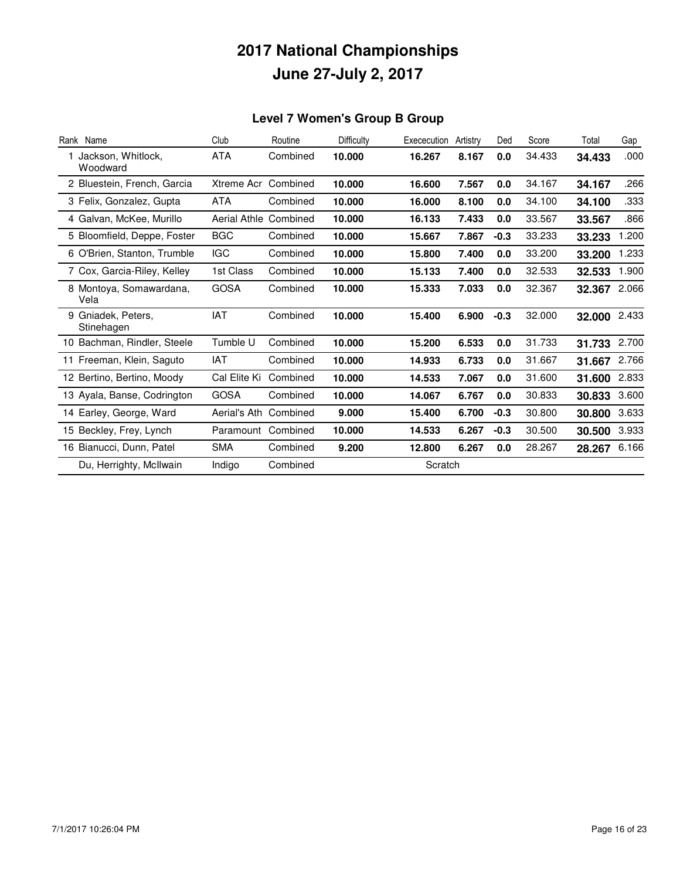# 2017 National Championships
# June 27-July 2, 2017

### Level 7 Women's Group B Group

| Rank | Name | Club | Routine | Difficulty | Exececution | Artistry | Ded | Score | Total | Gap |
|---|---|---|---|---|---|---|---|---|---|---|
| 1 | Jackson, Whitlock, Woodward | ATA | Combined | **10.000** | **16.267** | **8.167** | **0.0** | 34.433 | **34.433** | .000 |
| 2 | Bluestein, French, Garcia | Xtreme Acr | Combined | **10.000** | **16.600** | **7.567** | **0.0** | 34.167 | **34.167** | .266 |
| 3 | Felix, Gonzalez, Gupta | ATA | Combined | **10.000** | **16.000** | **8.100** | **0.0** | 34.100 | **34.100** | .333 |
| 4 | Galvan, McKee, Murillo | Aerial Athle | Combined | **10.000** | **16.133** | **7.433** | **0.0** | 33.567 | **33.567** | .866 |
| 5 | Bloomfield, Deppe, Foster | BGC | Combined | **10.000** | **15.667** | **7.867** | **-0.3** | 33.233 | **33.233** | 1.200 |
| 6 | O'Brien, Stanton, Trumble | IGC | Combined | **10.000** | **15.800** | **7.400** | **0.0** | 33.200 | **33.200** | 1.233 |
| 7 | Cox, Garcia-Riley, Kelley | 1st Class | Combined | **10.000** | **15.133** | **7.400** | **0.0** | 32.533 | **32.533** | 1.900 |
| 8 | Montoya, Somawardana, Vela | GOSA | Combined | **10.000** | **15.333** | **7.033** | **0.0** | 32.367 | **32.367** | 2.066 |
| 9 | Gniadek, Peters, Stinehagen | IAT | Combined | **10.000** | **15.400** | **6.900** | **-0.3** | 32.000 | **32.000** | 2.433 |
| 10 | Bachman, Rindler, Steele | Tumble U | Combined | **10.000** | **15.200** | **6.533** | **0.0** | 31.733 | **31.733** | 2.700 |
| 11 | Freeman, Klein, Saguto | IAT | Combined | **10.000** | **14.933** | **6.733** | **0.0** | 31.667 | **31.667** | 2.766 |
| 12 | Bertino, Bertino, Moody | Cal Elite Ki | Combined | **10.000** | **14.533** | **7.067** | **0.0** | 31.600 | **31.600** | 2.833 |
| 13 | Ayala, Banse, Codrington | GOSA | Combined | **10.000** | **14.067** | **6.767** | **0.0** | 30.833 | **30.833** | 3.600 |
| 14 | Earley, George, Ward | Aerial's Ath | Combined | **9.000** | **15.400** | **6.700** | **-0.3** | 30.800 | **30.800** | 3.633 |
| 15 | Beckley, Frey, Lynch | Paramount | Combined | **10.000** | **14.533** | **6.267** | **-0.3** | 30.500 | **30.500** | 3.933 |
| 16 | Bianucci, Dunn, Patel | SMA | Combined | **9.200** | **12.800** | **6.267** | **0.0** | 28.267 | **28.267** | 6.166 |
| | Du, Herrighty, McIlwain | Indigo | Combined | | Scratch | | | | | |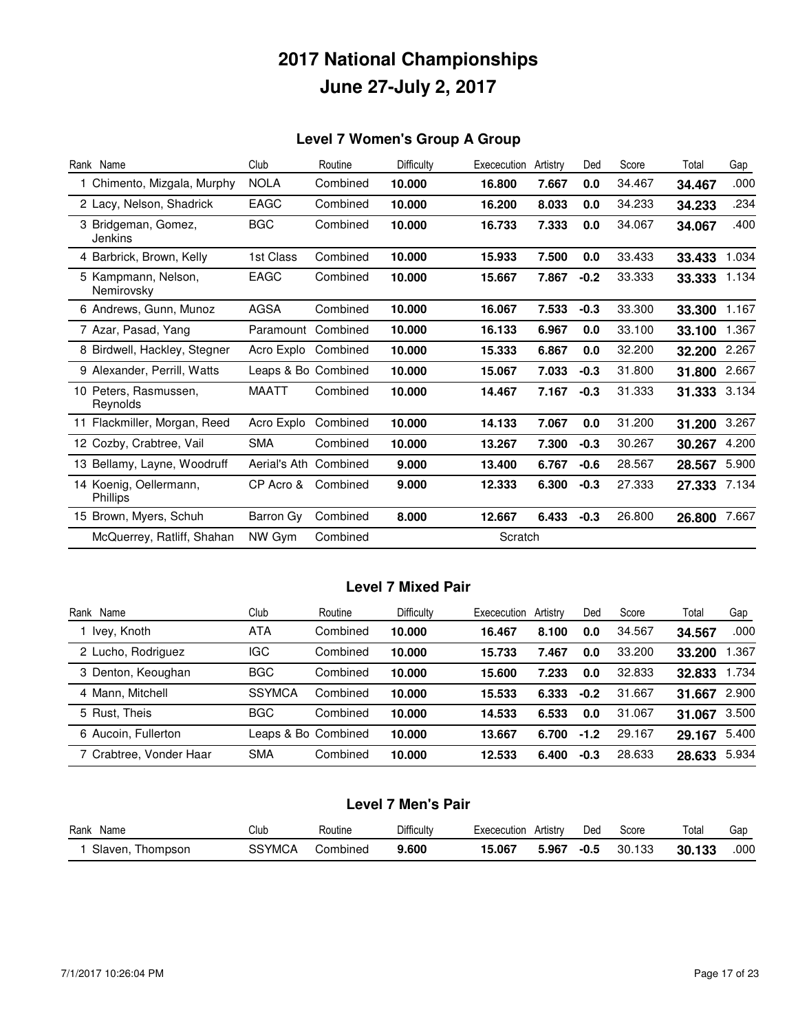# 2017 National Championships

# June 27-July 2, 2017

## Level 7 Women's Group A Group

| Rank | Name | Club | Routine | Difficulty | Exececution | Artistry | Ded | Score | Total | Gap |
|---|---|---|---|---|---|---|---|---|---|---|
| 1 | Chimento, Mizgala, Murphy | NOLA | Combined | **10.000** | **16.800** | **7.667** | **0.0** | 34.467 | **34.467** | .000 |
| 2 | Lacy, Nelson, Shadrick | EAGC | Combined | **10.000** | **16.200** | **8.033** | **0.0** | 34.233 | **34.233** | .234 |
| 3 | Bridgeman, Gomez, Jenkins | BGC | Combined | **10.000** | **16.733** | **7.333** | **0.0** | 34.067 | **34.067** | .400 |
| 4 | Barbrick, Brown, Kelly | 1st Class | Combined | **10.000** | **15.933** | **7.500** | **0.0** | 33.433 | **33.433** | 1.034 |
| 5 | Kampmann, Nelson, Nemirovsky | EAGC | Combined | **10.000** | **15.667** | **7.867** | **-0.2** | 33.333 | **33.333** | 1.134 |
| 6 | Andrews, Gunn, Munoz | AGSA | Combined | **10.000** | **16.067** | **7.533** | **-0.3** | 33.300 | **33.300** | 1.167 |
| 7 | Azar, Pasad, Yang | Paramount | Combined | **10.000** | **16.133** | **6.967** | **0.0** | 33.100 | **33.100** | 1.367 |
| 8 | Birdwell, Hackley, Stegner | Acro Explo | Combined | **10.000** | **15.333** | **6.867** | **0.0** | 32.200 | **32.200** | 2.267 |
| 9 | Alexander, Perrill, Watts | Leaps & Bo | Combined | **10.000** | **15.067** | **7.033** | **-0.3** | 31.800 | **31.800** | 2.667 |
| 10 | Peters, Rasmussen, Reynolds | MAATT | Combined | **10.000** | **14.467** | **7.167** | **-0.3** | 31.333 | **31.333** | 3.134 |
| 11 | Flackmiller, Morgan, Reed | Acro Explo | Combined | **10.000** | **14.133** | **7.067** | **0.0** | 31.200 | **31.200** | 3.267 |
| 12 | Cozby, Crabtree, Vail | SMA | Combined | **10.000** | **13.267** | **7.300** | **-0.3** | 30.267 | **30.267** | 4.200 |
| 13 | Bellamy, Layne, Woodruff | Aerial's Ath | Combined | **9.000** | **13.400** | **6.767** | **-0.6** | 28.567 | **28.567** | 5.900 |
| 14 | Koenig, Oellermann, Phillips | CP Acro & | Combined | **9.000** | **12.333** | **6.300** | **-0.3** | 27.333 | **27.333** | 7.134 |
| 15 | Brown, Myers, Schuh | Barron Gy | Combined | **8.000** | **12.667** | **6.433** | **-0.3** | 26.800 | **26.800** | 7.667 |
| | McQuerrey, Ratliff, Shahan | NW Gym | Combined | | Scratch | | | | | |

## Level 7 Mixed Pair

| Rank | Name | Club | Routine | Difficulty | Exececution | Artistry | Ded | Score | Total | Gap |
|---|---|---|---|---|---|---|---|---|---|---|
| 1 | Ivey, Knoth | ATA | Combined | **10.000** | **16.467** | **8.100** | **0.0** | 34.567 | **34.567** | .000 |
| 2 | Lucho, Rodriguez | IGC | Combined | **10.000** | **15.733** | **7.467** | **0.0** | 33.200 | **33.200** | 1.367 |
| 3 | Denton, Keoughan | BGC | Combined | **10.000** | **15.600** | **7.233** | **0.0** | 32.833 | **32.833** | 1.734 |
| 4 | Mann, Mitchell | SSYMCA | Combined | **10.000** | **15.533** | **6.333** | **-0.2** | 31.667 | **31.667** | 2.900 |
| 5 | Rust, Theis | BGC | Combined | **10.000** | **14.533** | **6.533** | **0.0** | 31.067 | **31.067** | 3.500 |
| 6 | Aucoin, Fullerton | Leaps & Bo | Combined | **10.000** | **13.667** | **6.700** | **-1.2** | 29.167 | **29.167** | 5.400 |
| 7 | Crabtree, Vonder Haar | SMA | Combined | **10.000** | **12.533** | **6.400** | **-0.3** | 28.633 | **28.633** | 5.934 |

## Level 7 Men's Pair

| Rank | Name | Club | Routine | Difficulty | Exececution | Artistry | Ded | Score | Total | Gap |
|---|---|---|---|---|---|---|---|---|---|---|
| 1 | Slaven, Thompson | SSYMCA | Combined | **9.600** | **15.067** | **5.967** | **-0.5** | 30.133 | **30.133** | .000 |

7/1/2017 10:26:04 PM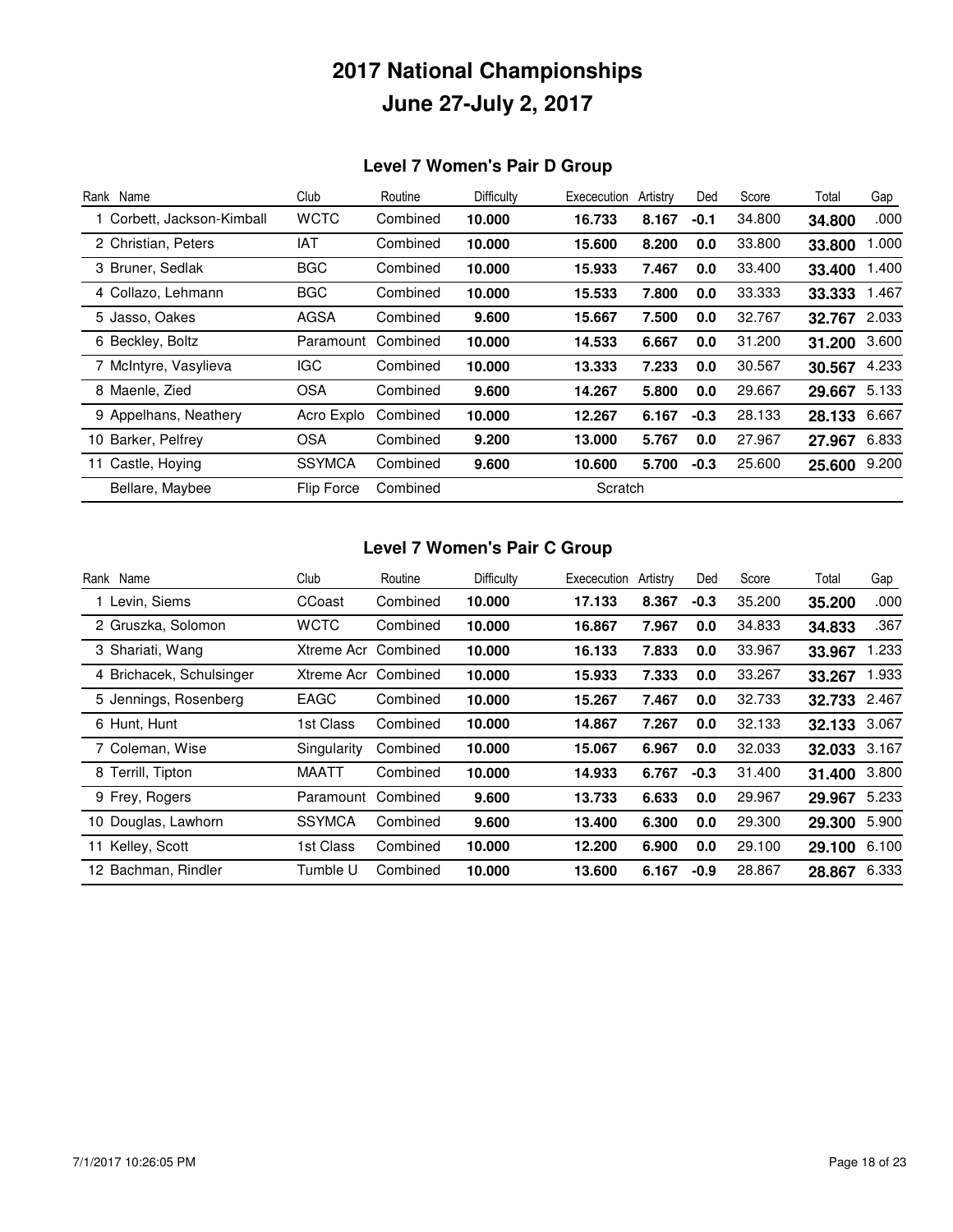# 2017 National Championships
# June 27-July 2, 2017

## Level 7 Women's Pair D Group

| Rank | Name | Club | Routine | Difficulty | Exececution | Artistry | Ded | Score | Total | Gap |
|---|---|---|---|---|---|---|---|---|---|---|
| 1 | Corbett, Jackson-Kimball | WCTC | Combined | **10.000** | **16.733** | **8.167** | **-0.1** | 34.800 | **34.800** | .000 |
| 2 | Christian, Peters | IAT | Combined | **10.000** | **15.600** | **8.200** | **0.0** | 33.800 | **33.800** | 1.000 |
| 3 | Bruner, Sedlak | BGC | Combined | **10.000** | **15.933** | **7.467** | **0.0** | 33.400 | **33.400** | 1.400 |
| 4 | Collazo, Lehmann | BGC | Combined | **10.000** | **15.533** | **7.800** | **0.0** | 33.333 | **33.333** | 1.467 |
| 5 | Jasso, Oakes | AGSA | Combined | **9.600** | **15.667** | **7.500** | **0.0** | 32.767 | **32.767** | 2.033 |
| 6 | Beckley, Boltz | Paramount | Combined | **10.000** | **14.533** | **6.667** | **0.0** | 31.200 | **31.200** | 3.600 |
| 7 | McIntyre, Vasylieva | IGC | Combined | **10.000** | **13.333** | **7.233** | **0.0** | 30.567 | **30.567** | 4.233 |
| 8 | Maenle, Zied | OSA | Combined | **9.600** | **14.267** | **5.800** | **0.0** | 29.667 | **29.667** | 5.133 |
| 9 | Appelhans, Neathery | Acro Explo | Combined | **10.000** | **12.267** | **6.167** | **-0.3** | 28.133 | **28.133** | 6.667 |
| 10 | Barker, Pelfrey | OSA | Combined | **9.200** | **13.000** | **5.767** | **0.0** | 27.967 | **27.967** | 6.833 |
| 11 | Castle, Hoying | SSYMCA | Combined | **9.600** | **10.600** | **5.700** | **-0.3** | 25.600 | **25.600** | 9.200 |
| | Bellare, Maybee | Flip Force | Combined | | Scratch | | | | | |

## Level 7 Women's Pair C Group

| Rank | Name | Club | Routine | Difficulty | Exececution | Artistry | Ded | Score | Total | Gap |
|---|---|---|---|---|---|---|---|---|---|---|
| 1 | Levin, Siems | CCoast | Combined | **10.000** | **17.133** | **8.367** | **-0.3** | 35.200 | **35.200** | .000 |
| 2 | Gruszka, Solomon | WCTC | Combined | **10.000** | **16.867** | **7.967** | **0.0** | 34.833 | **34.833** | .367 |
| 3 | Shariati, Wang | Xtreme Acr | Combined | **10.000** | **16.133** | **7.833** | **0.0** | 33.967 | **33.967** | 1.233 |
| 4 | Brichacek, Schulsinger | Xtreme Acr | Combined | **10.000** | **15.933** | **7.333** | **0.0** | 33.267 | **33.267** | 1.933 |
| 5 | Jennings, Rosenberg | EAGC | Combined | **10.000** | **15.267** | **7.467** | **0.0** | 32.733 | **32.733** | 2.467 |
| 6 | Hunt, Hunt | 1st Class | Combined | **10.000** | **14.867** | **7.267** | **0.0** | 32.133 | **32.133** | 3.067 |
| 7 | Coleman, Wise | Singularity | Combined | **10.000** | **15.067** | **6.967** | **0.0** | 32.033 | **32.033** | 3.167 |
| 8 | Terrill, Tipton | MAATT | Combined | **10.000** | **14.933** | **6.767** | **-0.3** | 31.400 | **31.400** | 3.800 |
| 9 | Frey, Rogers | Paramount | Combined | **9.600** | **13.733** | **6.633** | **0.0** | 29.967 | **29.967** | 5.233 |
| 10 | Douglas, Lawhorn | SSYMCA | Combined | **9.600** | **13.400** | **6.300** | **0.0** | 29.300 | **29.300** | 5.900 |
| 11 | Kelley, Scott | 1st Class | Combined | **10.000** | **12.200** | **6.900** | **0.0** | 29.100 | **29.100** | 6.100 |
| 12 | Bachman, Rindler | Tumble U | Combined | **10.000** | **13.600** | **6.167** | **-0.9** | 28.867 | **28.867** | 6.333 |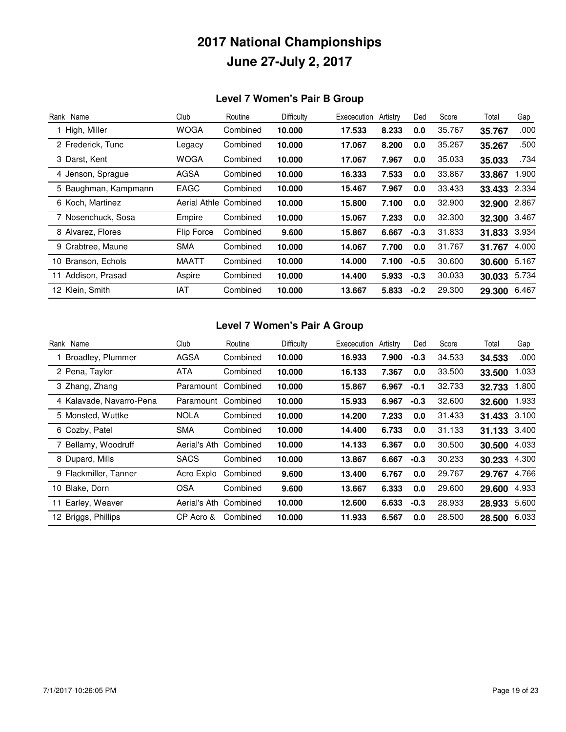# 2017 National Championships

# June 27-July 2, 2017

## Level 7 Women's Pair B Group

| Rank | Name | Club | Routine | Difficulty | Exececution | Artistry | Ded | Score | Total | Gap |
|---|---|---|---|---|---|---|---|---|---|---|
| 1 | High, Miller | WOGA | Combined | **10.000** | **17.533** | **8.233** | **0.0** | 35.767 | **35.767** | .000 |
| 2 | Frederick, Tunc | Legacy | Combined | **10.000** | **17.067** | **8.200** | **0.0** | 35.267 | **35.267** | .500 |
| 3 | Darst, Kent | WOGA | Combined | **10.000** | **17.067** | **7.967** | **0.0** | 35.033 | **35.033** | .734 |
| 4 | Jenson, Sprague | AGSA | Combined | **10.000** | **16.333** | **7.533** | **0.0** | 33.867 | **33.867** | 1.900 |
| 5 | Baughman, Kampmann | EAGC | Combined | **10.000** | **15.467** | **7.967** | **0.0** | 33.433 | **33.433** | 2.334 |
| 6 | Koch, Martinez | Aerial Athle | Combined | **10.000** | **15.800** | **7.100** | **0.0** | 32.900 | **32.900** | 2.867 |
| 7 | Nosenchuck, Sosa | Empire | Combined | **10.000** | **15.067** | **7.233** | **0.0** | 32.300 | **32.300** | 3.467 |
| 8 | Alvarez, Flores | Flip Force | Combined | **9.600** | **15.867** | **6.667** | **-0.3** | 31.833 | **31.833** | 3.934 |
| 9 | Crabtree, Maune | SMA | Combined | **10.000** | **14.067** | **7.700** | **0.0** | 31.767 | **31.767** | 4.000 |
| 10 | Branson, Echols | MAATT | Combined | **10.000** | **14.000** | **7.100** | **-0.5** | 30.600 | **30.600** | 5.167 |
| 11 | Addison, Prasad | Aspire | Combined | **10.000** | **14.400** | **5.933** | **-0.3** | 30.033 | **30.033** | 5.734 |
| 12 | Klein, Smith | IAT | Combined | **10.000** | **13.667** | **5.833** | **-0.2** | 29.300 | **29.300** | 6.467 |

## Level 7 Women's Pair A Group

| Rank | Name | Club | Routine | Difficulty | Exececution | Artistry | Ded | Score | Total | Gap |
|---|---|---|---|---|---|---|---|---|---|---|
| 1 | Broadley, Plummer | AGSA | Combined | **10.000** | **16.933** | **7.900** | **-0.3** | 34.533 | **34.533** | .000 |
| 2 | Pena, Taylor | ATA | Combined | **10.000** | **16.133** | **7.367** | **0.0** | 33.500 | **33.500** | 1.033 |
| 3 | Zhang, Zhang | Paramount | Combined | **10.000** | **15.867** | **6.967** | **-0.1** | 32.733 | **32.733** | 1.800 |
| 4 | Kalavade, Navarro-Pena | Paramount | Combined | **10.000** | **15.933** | **6.967** | **-0.3** | 32.600 | **32.600** | 1.933 |
| 5 | Monsted, Wuttke | NOLA | Combined | **10.000** | **14.200** | **7.233** | **0.0** | 31.433 | **31.433** | 3.100 |
| 6 | Cozby, Patel | SMA | Combined | **10.000** | **14.400** | **6.733** | **0.0** | 31.133 | **31.133** | 3.400 |
| 7 | Bellamy, Woodruff | Aerial's Ath | Combined | **10.000** | **14.133** | **6.367** | **0.0** | 30.500 | **30.500** | 4.033 |
| 8 | Dupard, Mills | SACS | Combined | **10.000** | **13.867** | **6.667** | **-0.3** | 30.233 | **30.233** | 4.300 |
| 9 | Flackmiller, Tanner | Acro Explo | Combined | **9.600** | **13.400** | **6.767** | **0.0** | 29.767 | **29.767** | 4.766 |
| 10 | Blake, Dorn | OSA | Combined | **9.600** | **13.667** | **6.333** | **0.0** | 29.600 | **29.600** | 4.933 |
| 11 | Earley, Weaver | Aerial's Ath | Combined | **10.000** | **12.600** | **6.633** | **-0.3** | 28.933 | **28.933** | 5.600 |
| 12 | Briggs, Phillips | CP Acro & | Combined | **10.000** | **11.933** | **6.567** | **0.0** | 28.500 | **28.500** | 6.033 |

7/1/2017 10:26:05 PM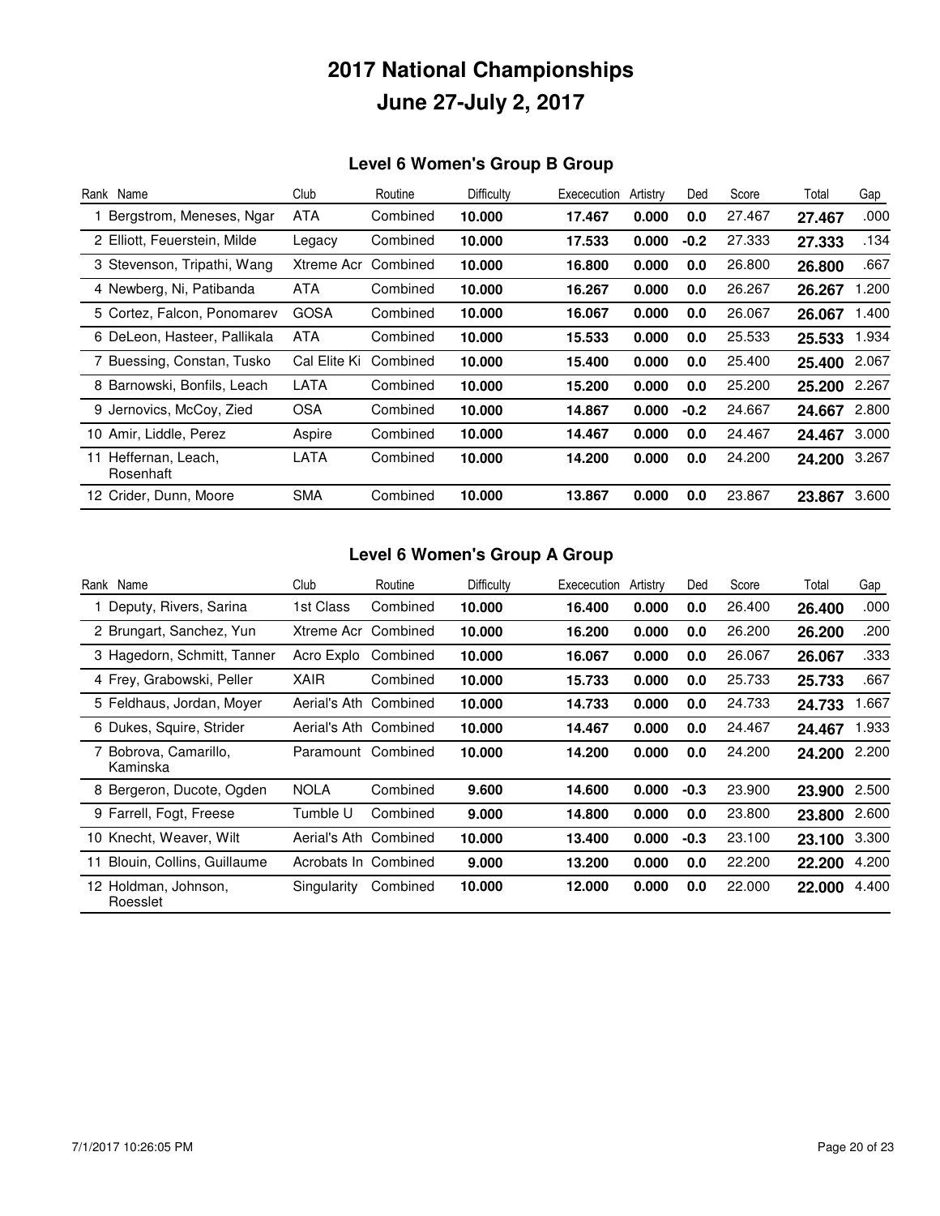# 2017 National Championships
# June 27-July 2, 2017

## Level 6 Women's Group B Group

| Rank | Name | Club | Routine | Difficulty | Exececution | Artistry | Ded | Score | Total | Gap |
|---|---|---|---|---|---|---|---|---|---|---|
| 1 | Bergstrom, Meneses, Ngar | ATA | Combined | **10.000** | **17.467** | **0.000** | **0.0** | 27.467 | **27.467** | .000 |
| 2 | Elliott, Feuerstein, Milde | Legacy | Combined | **10.000** | **17.533** | **0.000** | **-0.2** | 27.333 | **27.333** | .134 |
| 3 | Stevenson, Tripathi, Wang | Xtreme Acr | Combined | **10.000** | **16.800** | **0.000** | **0.0** | 26.800 | **26.800** | .667 |
| 4 | Newberg, Ni, Patibanda | ATA | Combined | **10.000** | **16.267** | **0.000** | **0.0** | 26.267 | **26.267** | 1.200 |
| 5 | Cortez, Falcon, Ponomarev | GOSA | Combined | **10.000** | **16.067** | **0.000** | **0.0** | 26.067 | **26.067** | 1.400 |
| 6 | DeLeon, Hasteer, Pallikala | ATA | Combined | **10.000** | **15.533** | **0.000** | **0.0** | 25.533 | **25.533** | 1.934 |
| 7 | Buessing, Constan, Tusko | Cal Elite Ki | Combined | **10.000** | **15.400** | **0.000** | **0.0** | 25.400 | **25.400** | 2.067 |
| 8 | Barnowski, Bonfils, Leach | LATA | Combined | **10.000** | **15.200** | **0.000** | **0.0** | 25.200 | **25.200** | 2.267 |
| 9 | Jernovics, McCoy, Zied | OSA | Combined | **10.000** | **14.867** | **0.000** | **-0.2** | 24.667 | **24.667** | 2.800 |
| 10 | Amir, Liddle, Perez | Aspire | Combined | **10.000** | **14.467** | **0.000** | **0.0** | 24.467 | **24.467** | 3.000 |
| 11 | Heffernan, Leach, Rosenhaft | LATA | Combined | **10.000** | **14.200** | **0.000** | **0.0** | 24.200 | **24.200** | 3.267 |
| 12 | Crider, Dunn, Moore | SMA | Combined | **10.000** | **13.867** | **0.000** | **0.0** | 23.867 | **23.867** | 3.600 |

## Level 6 Women's Group A Group

| Rank | Name | Club | Routine | Difficulty | Exececution | Artistry | Ded | Score | Total | Gap |
|---|---|---|---|---|---|---|---|---|---|---|
| 1 | Deputy, Rivers, Sarina | 1st Class | Combined | **10.000** | **16.400** | **0.000** | **0.0** | 26.400 | **26.400** | .000 |
| 2 | Brungart, Sanchez, Yun | Xtreme Acr | Combined | **10.000** | **16.200** | **0.000** | **0.0** | 26.200 | **26.200** | .200 |
| 3 | Hagedorn, Schmitt, Tanner | Acro Explo | Combined | **10.000** | **16.067** | **0.000** | **0.0** | 26.067 | **26.067** | .333 |
| 4 | Frey, Grabowski, Peller | XAIR | Combined | **10.000** | **15.733** | **0.000** | **0.0** | 25.733 | **25.733** | .667 |
| 5 | Feldhaus, Jordan, Moyer | Aerial's Ath | Combined | **10.000** | **14.733** | **0.000** | **0.0** | 24.733 | **24.733** | 1.667 |
| 6 | Dukes, Squire, Strider | Aerial's Ath | Combined | **10.000** | **14.467** | **0.000** | **0.0** | 24.467 | **24.467** | 1.933 |
| 7 | Bobrova, Camarillo, Kaminska | Paramount | Combined | **10.000** | **14.200** | **0.000** | **0.0** | 24.200 | **24.200** | 2.200 |
| 8 | Bergeron, Ducote, Ogden | NOLA | Combined | **9.600** | **14.600** | **0.000** | **-0.3** | 23.900 | **23.900** | 2.500 |
| 9 | Farrell, Fogt, Freese | Tumble U | Combined | **9.000** | **14.800** | **0.000** | **0.0** | 23.800 | **23.800** | 2.600 |
| 10 | Knecht, Weaver, Wilt | Aerial's Ath | Combined | **10.000** | **13.400** | **0.000** | **-0.3** | 23.100 | **23.100** | 3.300 |
| 11 | Blouin, Collins, Guillaume | Acrobats In | Combined | **9.000** | **13.200** | **0.000** | **0.0** | 22.200 | **22.200** | 4.200 |
| 12 | Holdman, Johnson, Roesslet | Singularity | Combined | **10.000** | **12.000** | **0.000** | **0.0** | 22.000 | **22.000** | 4.400 |

7/1/2017 10:26:05 PM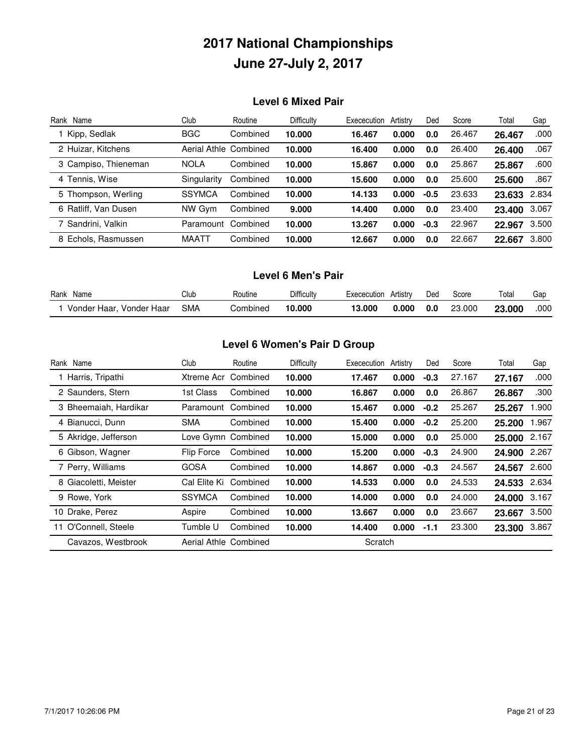# 2017 National Championships
# June 27-July 2, 2017

## Level 6 Mixed Pair

| Rank | Name | Club | Routine | Difficulty | Exececution | Artistry | Ded | Score | Total | Gap |
|---|---|---|---|---|---|---|---|---|---|---|
| 1 | Kipp, Sedlak | BGC | Combined | **10.000** | **16.467** | **0.000** | **0.0** | 26.467 | **26.467** | .000 |
| 2 | Huizar, Kitchens | Aerial Athle | Combined | **10.000** | **16.400** | **0.000** | **0.0** | 26.400 | **26.400** | .067 |
| 3 | Campiso, Thieneman | NOLA | Combined | **10.000** | **15.867** | **0.000** | **0.0** | 25.867 | **25.867** | .600 |
| 4 | Tennis, Wise | Singularity | Combined | **10.000** | **15.600** | **0.000** | **0.0** | 25.600 | **25.600** | .867 |
| 5 | Thompson, Werling | SSYMCA | Combined | **10.000** | **14.133** | **0.000** | **-0.5** | 23.633 | **23.633** | 2.834 |
| 6 | Ratliff, Van Dusen | NW Gym | Combined | **9.000** | **14.400** | **0.000** | **0.0** | 23.400 | **23.400** | 3.067 |
| 7 | Sandrini, Valkin | Paramount | Combined | **10.000** | **13.267** | **0.000** | **-0.3** | 22.967 | **22.967** | 3.500 |
| 8 | Echols, Rasmussen | MAATT | Combined | **10.000** | **12.667** | **0.000** | **0.0** | 22.667 | **22.667** | 3.800 |

## Level 6 Men's Pair

| Rank | Name | Club | Routine | Difficulty | Exececution | Artistry | Ded | Score | Total | Gap |
|---|---|---|---|---|---|---|---|---|---|---|
| 1 | Vonder Haar, Vonder Haar | SMA | Combined | **10.000** | **13.000** | **0.000** | **0.0** | 23.000 | **23.000** | .000 |

## Level 6 Women's Pair D Group

| Rank | Name | Club | Routine | Difficulty | Exececution | Artistry | Ded | Score | Total | Gap |
|---|---|---|---|---|---|---|---|---|---|---|
| 1 | Harris, Tripathi | Xtreme Acr | Combined | **10.000** | **17.467** | **0.000** | **-0.3** | 27.167 | **27.167** | .000 |
| 2 | Saunders, Stern | 1st Class | Combined | **10.000** | **16.867** | **0.000** | **0.0** | 26.867 | **26.867** | .300 |
| 3 | Bheemaiah, Hardikar | Paramount | Combined | **10.000** | **15.467** | **0.000** | **-0.2** | 25.267 | **25.267** | 1.900 |
| 4 | Bianucci, Dunn | SMA | Combined | **10.000** | **15.400** | **0.000** | **-0.2** | 25.200 | **25.200** | 1.967 |
| 5 | Akridge, Jefferson | Love Gymn | Combined | **10.000** | **15.000** | **0.000** | **0.0** | 25.000 | **25.000** | 2.167 |
| 6 | Gibson, Wagner | Flip Force | Combined | **10.000** | **15.200** | **0.000** | **-0.3** | 24.900 | **24.900** | 2.267 |
| 7 | Perry, Williams | GOSA | Combined | **10.000** | **14.867** | **0.000** | **-0.3** | 24.567 | **24.567** | 2.600 |
| 8 | Giacoletti, Meister | Cal Elite Ki | Combined | **10.000** | **14.533** | **0.000** | **0.0** | 24.533 | **24.533** | 2.634 |
| 9 | Rowe, York | SSYMCA | Combined | **10.000** | **14.000** | **0.000** | **0.0** | 24.000 | **24.000** | 3.167 |
| 10 | Drake, Perez | Aspire | Combined | **10.000** | **13.667** | **0.000** | **0.0** | 23.667 | **23.667** | 3.500 |
| 11 | O'Connell, Steele | Tumble U | Combined | **10.000** | **14.400** | **0.000** | **-1.1** | 23.300 | **23.300** | 3.867 |
| | Cavazos, Westbrook | Aerial Athle | Combined | | Scratch | | | | | |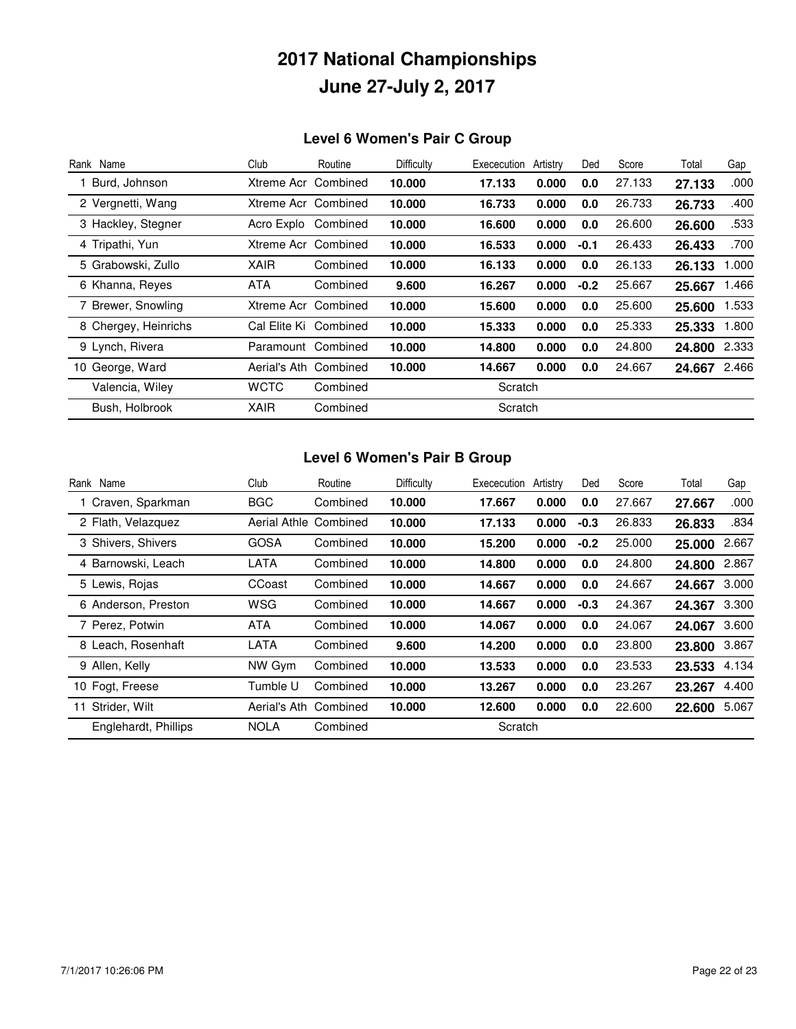# 2017 National Championships
# June 27-July 2, 2017

## Level 6 Women's Pair C Group

| Rank | Name | Club | Routine | Difficulty | Exececution | Artistry | Ded | Score | Total | Gap |
|---|---|---|---|---|---|---|---|---|---|---|
| 1 | Burd, Johnson | Xtreme Acr | Combined | **10.000** | **17.133** | **0.000** | **0.0** | 27.133 | **27.133** | .000 |
| 2 | Vergnetti, Wang | Xtreme Acr | Combined | **10.000** | **16.733** | **0.000** | **0.0** | 26.733 | **26.733** | .400 |
| 3 | Hackley, Stegner | Acro Explo | Combined | **10.000** | **16.600** | **0.000** | **0.0** | 26.600 | **26.600** | .533 |
| 4 | Tripathi, Yun | Xtreme Acr | Combined | **10.000** | **16.533** | **0.000** | **-0.1** | 26.433 | **26.433** | .700 |
| 5 | Grabowski, Zullo | XAIR | Combined | **10.000** | **16.133** | **0.000** | **0.0** | 26.133 | **26.133** | 1.000 |
| 6 | Khanna, Reyes | ATA | Combined | **9.600** | **16.267** | **0.000** | **-0.2** | 25.667 | **25.667** | 1.466 |
| 7 | Brewer, Snowling | Xtreme Acr | Combined | **10.000** | **15.600** | **0.000** | **0.0** | 25.600 | **25.600** | 1.533 |
| 8 | Chergey, Heinrichs | Cal Elite Ki | Combined | **10.000** | **15.333** | **0.000** | **0.0** | 25.333 | **25.333** | 1.800 |
| 9 | Lynch, Rivera | Paramount | Combined | **10.000** | **14.800** | **0.000** | **0.0** | 24.800 | **24.800** | 2.333 |
| 10 | George, Ward | Aerial's Ath | Combined | **10.000** | **14.667** | **0.000** | **0.0** | 24.667 | **24.667** | 2.466 |
| | Valencia, Wiley | WCTC | Combined | | Scratch | | | | | |
| | Bush, Holbrook | XAIR | Combined | | Scratch | | | | | |

## Level 6 Women's Pair B Group

| Rank | Name | Club | Routine | Difficulty | Exececution | Artistry | Ded | Score | Total | Gap |
|---|---|---|---|---|---|---|---|---|---|---|
| 1 | Craven, Sparkman | BGC | Combined | **10.000** | **17.667** | **0.000** | **0.0** | 27.667 | **27.667** | .000 |
| 2 | Flath, Velazquez | Aerial Athle | Combined | **10.000** | **17.133** | **0.000** | **-0.3** | 26.833 | **26.833** | .834 |
| 3 | Shivers, Shivers | GOSA | Combined | **10.000** | **15.200** | **0.000** | **-0.2** | 25.000 | **25.000** | 2.667 |
| 4 | Barnowski, Leach | LATA | Combined | **10.000** | **14.800** | **0.000** | **0.0** | 24.800 | **24.800** | 2.867 |
| 5 | Lewis, Rojas | CCoast | Combined | **10.000** | **14.667** | **0.000** | **0.0** | 24.667 | **24.667** | 3.000 |
| 6 | Anderson, Preston | WSG | Combined | **10.000** | **14.667** | **0.000** | **-0.3** | 24.367 | **24.367** | 3.300 |
| 7 | Perez, Potwin | ATA | Combined | **10.000** | **14.067** | **0.000** | **0.0** | 24.067 | **24.067** | 3.600 |
| 8 | Leach, Rosenhaft | LATA | Combined | **9.600** | **14.200** | **0.000** | **0.0** | 23.800 | **23.800** | 3.867 |
| 9 | Allen, Kelly | NW Gym | Combined | **10.000** | **13.533** | **0.000** | **0.0** | 23.533 | **23.533** | 4.134 |
| 10 | Fogt, Freese | Tumble U | Combined | **10.000** | **13.267** | **0.000** | **0.0** | 23.267 | **23.267** | 4.400 |
| 11 | Strider, Wilt | Aerial's Ath | Combined | **10.000** | **12.600** | **0.000** | **0.0** | 22.600 | **22.600** | 5.067 |
| | Englehardt, Phillips | NOLA | Combined | | Scratch | | | | | |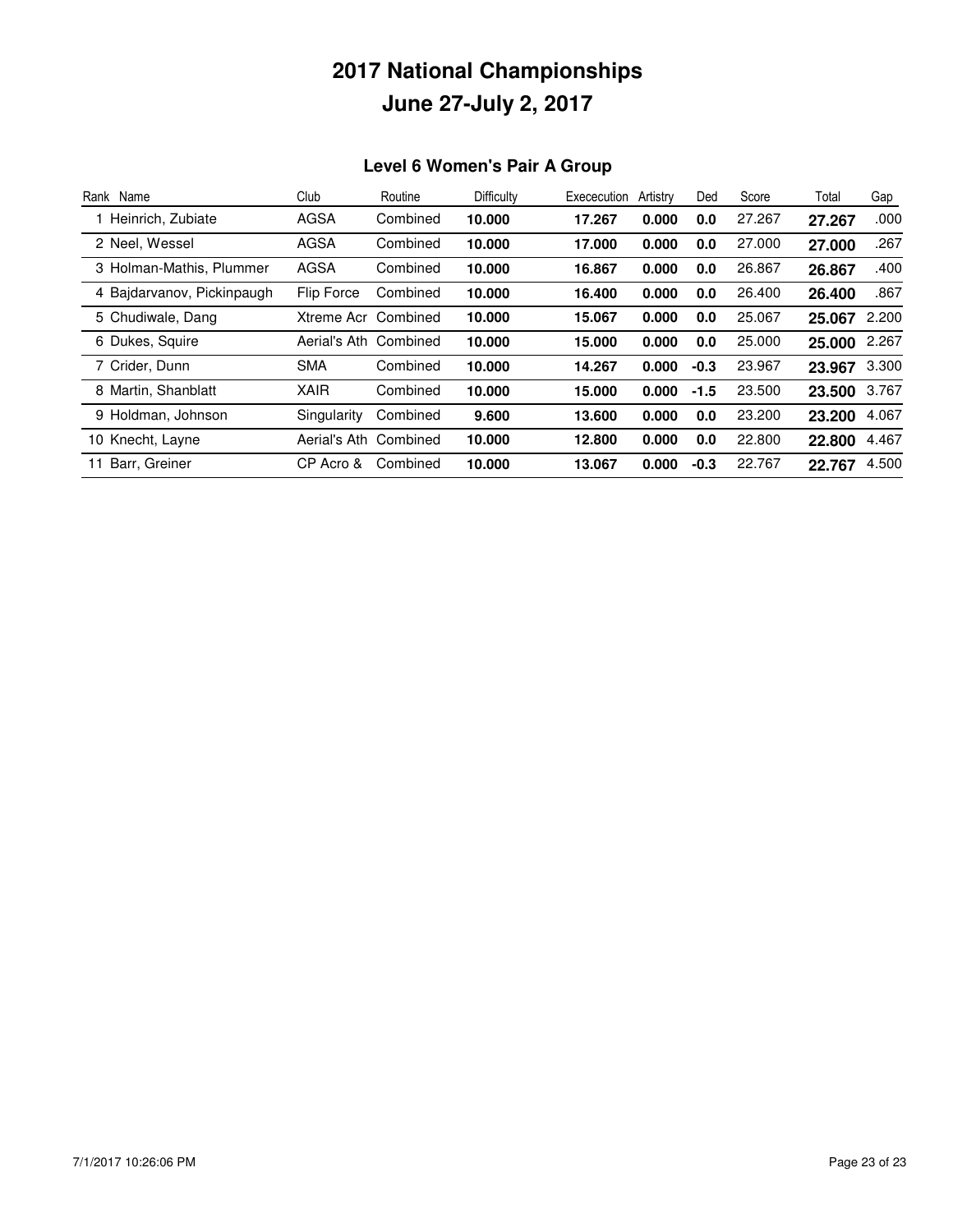# 2017 National Championships
# June 27-July 2, 2017

### Level 6 Women's Pair A Group

| Rank | Name | Club | Routine | Difficulty | Exececution | Artistry | Ded | Score | Total | Gap |
|---|---|---|---|---|---|---|---|---|---|---|
| 1 | Heinrich, Zubiate | AGSA | Combined | **10.000** | **17.267** | **0.000** | **0.0** | 27.267 | **27.267** | .000 |
| 2 | Neel, Wessel | AGSA | Combined | **10.000** | **17.000** | **0.000** | **0.0** | 27.000 | **27.000** | .267 |
| 3 | Holman-Mathis, Plummer | AGSA | Combined | **10.000** | **16.867** | **0.000** | **0.0** | 26.867 | **26.867** | .400 |
| 4 | Bajdarvanov, Pickinpaugh | Flip Force | Combined | **10.000** | **16.400** | **0.000** | **0.0** | 26.400 | **26.400** | .867 |
| 5 | Chudiwale, Dang | Xtreme Acr | Combined | **10.000** | **15.067** | **0.000** | **0.0** | 25.067 | **25.067** | 2.200 |
| 6 | Dukes, Squire | Aerial's Ath | Combined | **10.000** | **15.000** | **0.000** | **0.0** | 25.000 | **25.000** | 2.267 |
| 7 | Crider, Dunn | SMA | Combined | **10.000** | **14.267** | **0.000** | **-0.3** | 23.967 | **23.967** | 3.300 |
| 8 | Martin, Shanblatt | XAIR | Combined | **10.000** | **15.000** | **0.000** | **-1.5** | 23.500 | **23.500** | 3.767 |
| 9 | Holdman, Johnson | Singularity | Combined | **9.600** | **13.600** | **0.000** | **0.0** | 23.200 | **23.200** | 4.067 |
| 10 | Knecht, Layne | Aerial's Ath | Combined | **10.000** | **12.800** | **0.000** | **0.0** | 22.800 | **22.800** | 4.467 |
| 11 | Barr, Greiner | CP Acro & | Combined | **10.000** | **13.067** | **0.000** | **-0.3** | 22.767 | **22.767** | 4.500 |

7/1/2017 10:26:06 PM